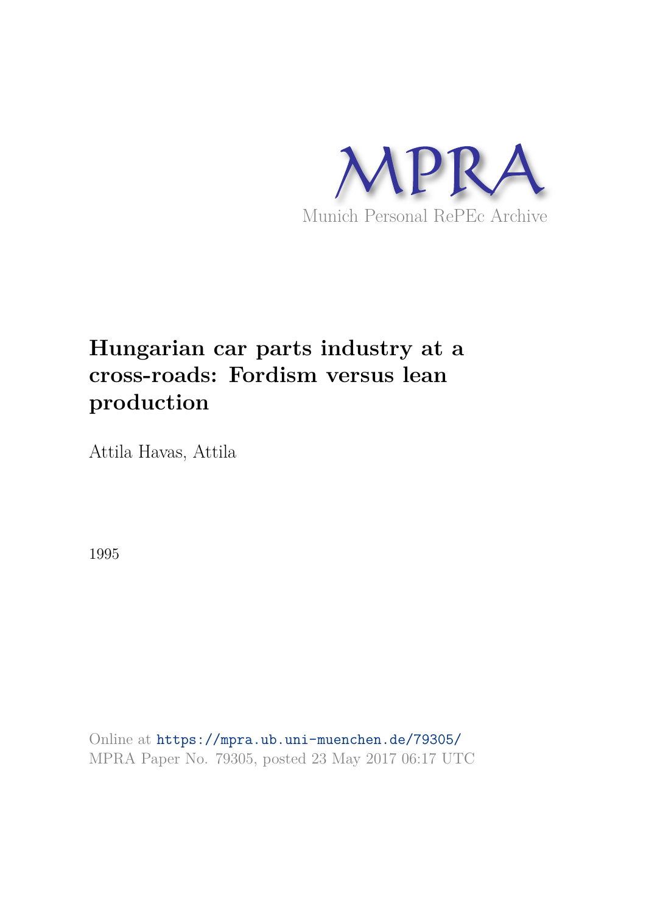MPRA

Munich Personal RePEc Archive

# Hungarian car parts industry at a cross-roads: Fordism versus lean production

Attila Havas, Attila

1995

Online at https://mpra.ub.uni-muenchen.de/79305/
MPRA Paper No. 79305, posted 23 May 2017 06:17 UTC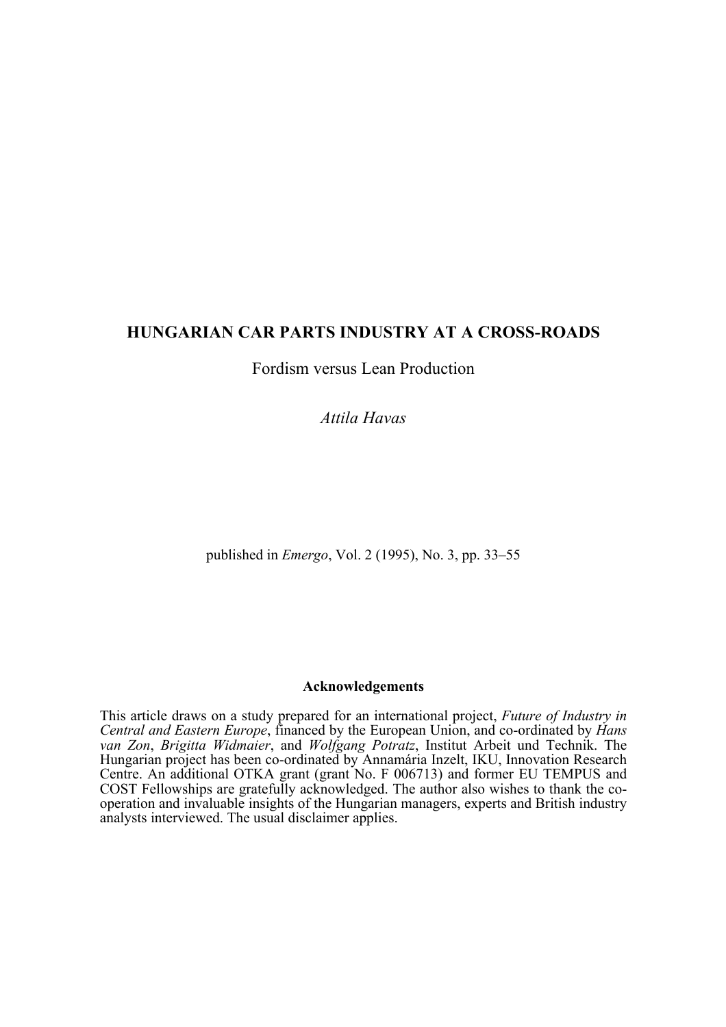# HUNGARIAN CAR PARTS INDUSTRY AT A CROSS-ROADS

Fordism versus Lean Production

*Attila Havas*

published in *Emergo*, Vol. 2 (1995), No. 3, pp. 33–55

**Acknowledgements**

This article draws on a study prepared for an international project, *Future of Industry in Central and Eastern Europe*, financed by the European Union, and co-ordinated by *Hans van Zon*, *Brigitta Widmaier*, and *Wolfgang Potratz*, Institut Arbeit und Technik. The Hungarian project has been co-ordinated by Annamária Inzelt, IKU, Innovation Research Centre. An additional OTKA grant (grant No. F 006713) and former EU TEMPUS and COST Fellowships are gratefully acknowledged. The author also wishes to thank the co-operation and invaluable insights of the Hungarian managers, experts and British industry analysts interviewed. The usual disclaimer applies.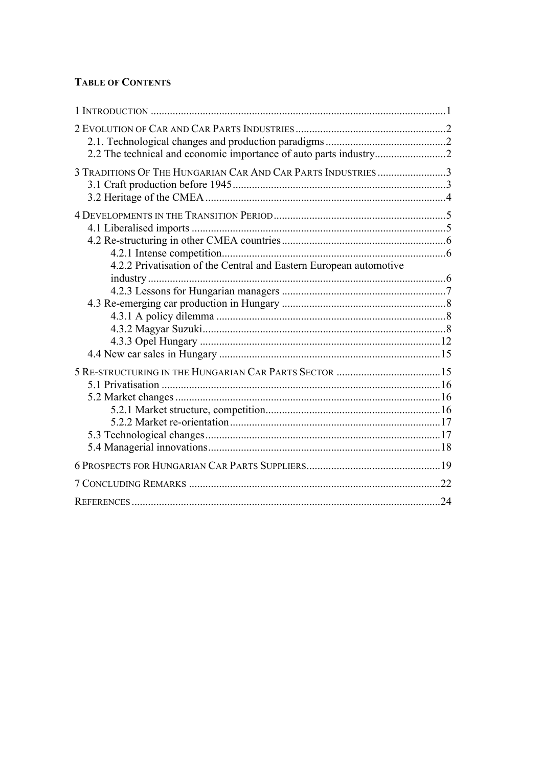**TABLE OF CONTENTS**

1 INTRODUCTION ....................................................................................................1

2 EVOLUTION OF CAR AND CAR PARTS INDUSTRIES ......................................................2
 2.1. Technological changes and production paradigms ...........................................2
 2.2 The technical and economic importance of auto parts industry..........................2

3 TRADITIONS OF THE HUNGARIAN CAR AND CAR PARTS INDUSTRIES .........................3
 3.1 Craft production before 1945.............................................................................3
 3.2 Heritage of the CMEA .......................................................................................4

4 DEVELOPMENTS IN THE TRANSITION PERIOD ..............................................................5
 4.1 Liberalised imports ............................................................................................5
 4.2 Re-structuring in other CMEA countries ...........................................................6
  4.2.1 Intense competition.................................................................................6
  4.2.2 Privatisation of the Central and Eastern European automotive industry ............................................................................................6
  4.2.3 Lessons for Hungarian managers ............................................................7
 4.3 Re-emerging car production in Hungary ............................................................8
  4.3.1 A policy dilemma ...................................................................................8
  4.3.2 Magyar Suzuki........................................................................................8
  4.3.3 Opel Hungary ........................................................................................12
 4.4 New car sales in Hungary .................................................................................15

5 RE-STRUCTURING IN THE HUNGARIAN CAR PARTS SECTOR ......................................15
 5.1 Privatisation .....................................................................................................16
 5.2 Market changes ................................................................................................16
  5.2.1 Market structure, competition................................................................16
  5.2.2 Market re-orientation.............................................................................17
 5.3 Technological changes......................................................................................17
 5.4 Managerial innovations.....................................................................................18

6 PROSPECTS FOR HUNGARIAN CAR PARTS SUPPLIERS.................................................19

7 CONCLUDING REMARKS ............................................................................................22

REFERENCES.................................................................................................................24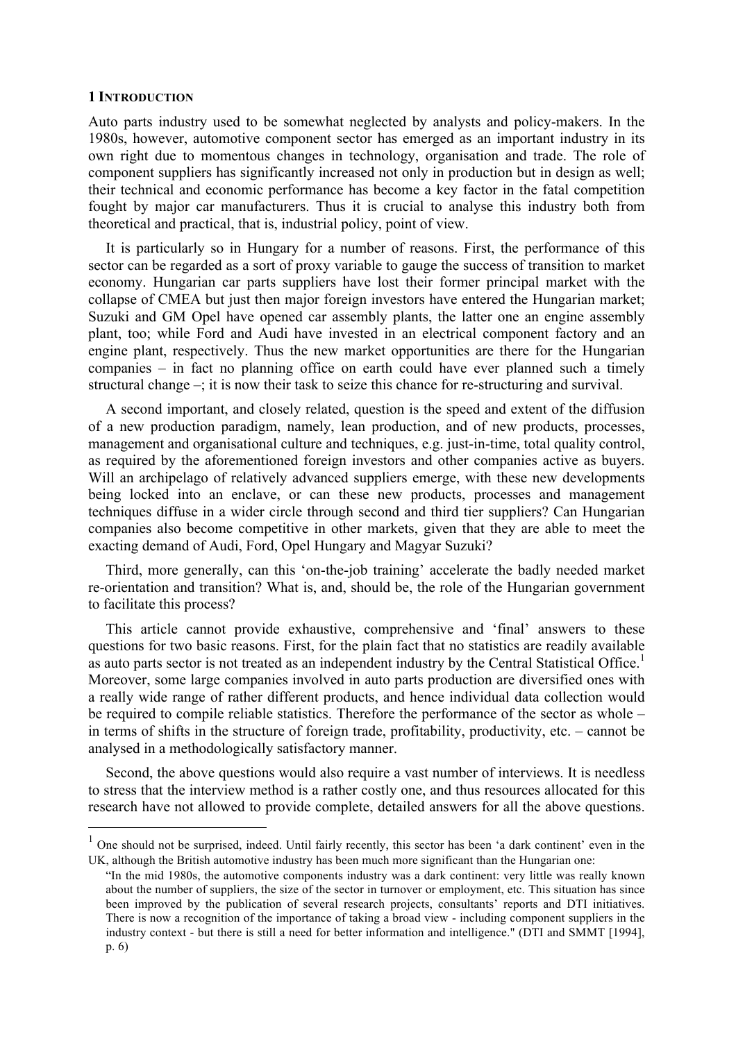## 1 Introduction

Auto parts industry used to be somewhat neglected by analysts and policy-makers. In the 1980s, however, automotive component sector has emerged as an important industry in its own right due to momentous changes in technology, organisation and trade. The role of component suppliers has significantly increased not only in production but in design as well; their technical and economic performance has become a key factor in the fatal competition fought by major car manufacturers. Thus it is crucial to analyse this industry both from theoretical and practical, that is, industrial policy, point of view.

It is particularly so in Hungary for a number of reasons. First, the performance of this sector can be regarded as a sort of proxy variable to gauge the success of transition to market economy. Hungarian car parts suppliers have lost their former principal market with the collapse of CMEA but just then major foreign investors have entered the Hungarian market; Suzuki and GM Opel have opened car assembly plants, the latter one an engine assembly plant, too; while Ford and Audi have invested in an electrical component factory and an engine plant, respectively. Thus the new market opportunities are there for the Hungarian companies – in fact no planning office on earth could have ever planned such a timely structural change –; it is now their task to seize this chance for re-structuring and survival.

A second important, and closely related, question is the speed and extent of the diffusion of a new production paradigm, namely, lean production, and of new products, processes, management and organisational culture and techniques, e.g. just-in-time, total quality control, as required by the aforementioned foreign investors and other companies active as buyers. Will an archipelago of relatively advanced suppliers emerge, with these new developments being locked into an enclave, or can these new products, processes and management techniques diffuse in a wider circle through second and third tier suppliers? Can Hungarian companies also become competitive in other markets, given that they are able to meet the exacting demand of Audi, Ford, Opel Hungary and Magyar Suzuki?

Third, more generally, can this 'on-the-job training' accelerate the badly needed market re-orientation and transition? What is, and, should be, the role of the Hungarian government to facilitate this process?

This article cannot provide exhaustive, comprehensive and 'final' answers to these questions for two basic reasons. First, for the plain fact that no statistics are readily available as auto parts sector is not treated as an independent industry by the Central Statistical Office.[1] Moreover, some large companies involved in auto parts production are diversified ones with a really wide range of rather different products, and hence individual data collection would be required to compile reliable statistics. Therefore the performance of the sector as whole – in terms of shifts in the structure of foreign trade, profitability, productivity, etc. – cannot be analysed in a methodologically satisfactory manner.

Second, the above questions would also require a vast number of interviews. It is needless to stress that the interview method is a rather costly one, and thus resources allocated for this research have not allowed to provide complete, detailed answers for all the above questions.

---

[1] One should not be surprised, indeed. Until fairly recently, this sector has been 'a dark continent' even in the UK, although the British automotive industry has been much more significant than the Hungarian one:

> "In the mid 1980s, the automotive components industry was a dark continent: very little was really known about the number of suppliers, the size of the sector in turnover or employment, etc. This situation has since been improved by the publication of several research projects, consultants' reports and DTI initiatives. There is now a recognition of the importance of taking a broad view - including component suppliers in the industry context - but there is still a need for better information and intelligence." (DTI and SMMT [1994], p. 6)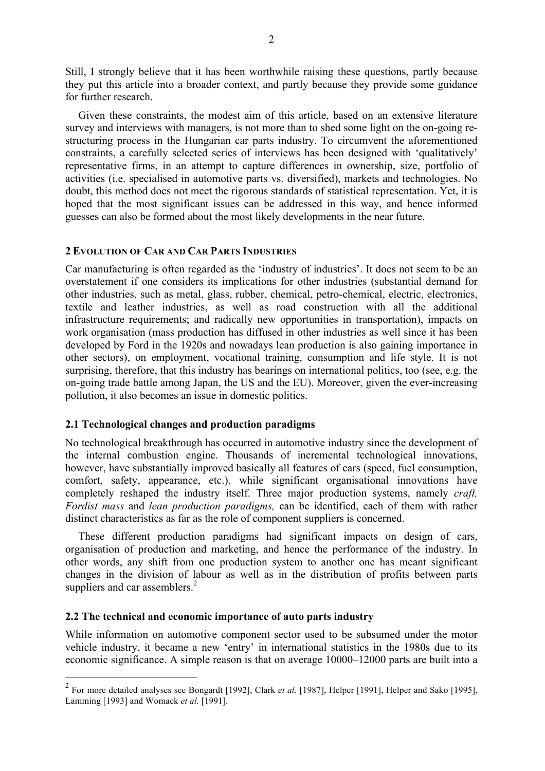Still, I strongly believe that it has been worthwhile raising these questions, partly because they put this article into a broader context, and partly because they provide some guidance for further research.

Given these constraints, the modest aim of this article, based on an extensive literature survey and interviews with managers, is not more than to shed some light on the on-going re-structuring process in the Hungarian car parts industry. To circumvent the aforementioned constraints, a carefully selected series of interviews has been designed with 'qualitatively' representative firms, in an attempt to capture differences in ownership, size, portfolio of activities (i.e. specialised in automotive parts vs. diversified), markets and technologies. No doubt, this method does not meet the rigorous standards of statistical representation. Yet, it is hoped that the most significant issues can be addressed in this way, and hence informed guesses can also be formed about the most likely developments in the near future.

## 2 Evolution of Car and Car Parts Industries

Car manufacturing is often regarded as the 'industry of industries'. It does not seem to be an overstatement if one considers its implications for other industries (substantial demand for other industries, such as metal, glass, rubber, chemical, petro-chemical, electric, electronics, textile and leather industries, as well as road construction with all the additional infrastructure requirements; and radically new opportunities in transportation), impacts on work organisation (mass production has diffused in other industries as well since it has been developed by Ford in the 1920s and nowadays lean production is also gaining importance in other sectors), on employment, vocational training, consumption and life style. It is not surprising, therefore, that this industry has bearings on international politics, too (see, e.g. the on-going trade battle among Japan, the US and the EU). Moreover, given the ever-increasing pollution, it also becomes an issue in domestic politics.

### 2.1 Technological changes and production paradigms

No technological breakthrough has occurred in automotive industry since the development of the internal combustion engine. Thousands of incremental technological innovations, however, have substantially improved basically all features of cars (speed, fuel consumption, comfort, safety, appearance, etc.), while significant organisational innovations have completely reshaped the industry itself. Three major production systems, namely *craft, Fordist mass* and *lean production paradigms,* can be identified, each of them with rather distinct characteristics as far as the role of component suppliers is concerned.

These different production paradigms had significant impacts on design of cars, organisation of production and marketing, and hence the performance of the industry. In other words, any shift from one production system to another one has meant significant changes in the division of labour as well as in the distribution of profits between parts suppliers and car assemblers.[2]

### 2.2 The technical and economic importance of auto parts industry

While information on automotive component sector used to be subsumed under the motor vehicle industry, it became a new 'entry' in international statistics in the 1980s due to its economic significance. A simple reason is that on average 10000–12000 parts are built into a

---

[2] For more detailed analyses see Bongardt [1992], Clark *et al.* [1987], Helper [1991], Helper and Sako [1995], Lamming [1993] and Womack *et al.* [1991].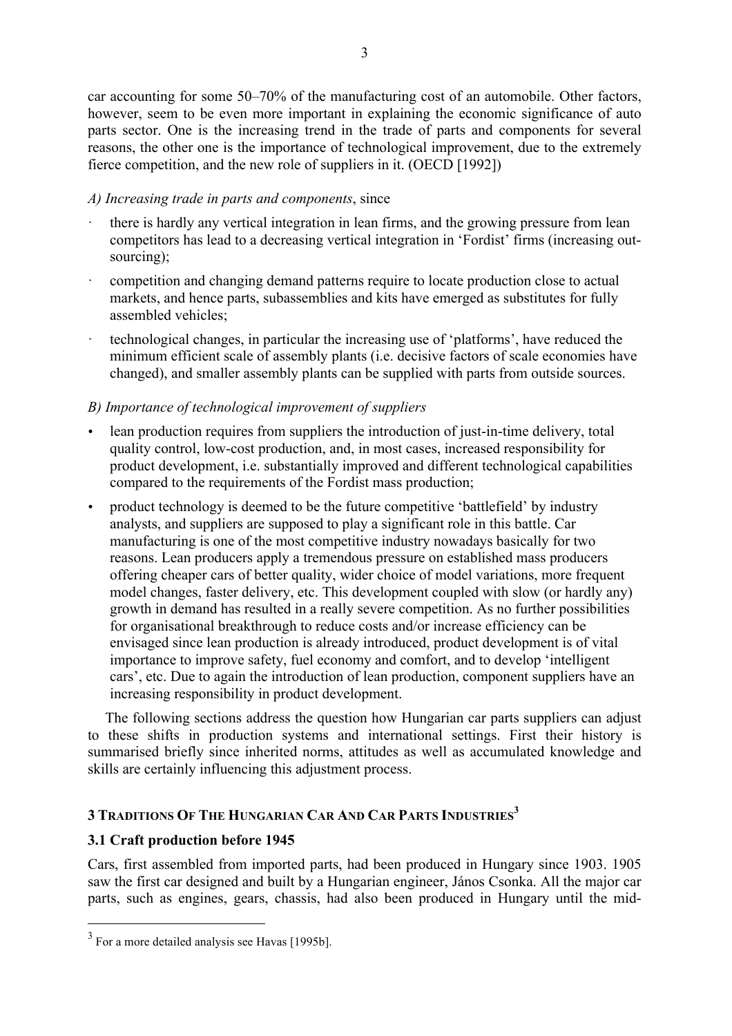car accounting for some 50–70% of the manufacturing cost of an automobile. Other factors, however, seem to be even more important in explaining the economic significance of auto parts sector. One is the increasing trend in the trade of parts and components for several reasons, the other one is the importance of technological improvement, due to the extremely fierce competition, and the new role of suppliers in it. (OECD [1992])

*A) Increasing trade in parts and components*, since

- there is hardly any vertical integration in lean firms, and the growing pressure from lean competitors has lead to a decreasing vertical integration in 'Fordist' firms (increasing out-sourcing);
- competition and changing demand patterns require to locate production close to actual markets, and hence parts, subassemblies and kits have emerged as substitutes for fully assembled vehicles;
- technological changes, in particular the increasing use of 'platforms', have reduced the minimum efficient scale of assembly plants (i.e. decisive factors of scale economies have changed), and smaller assembly plants can be supplied with parts from outside sources.

*B) Importance of technological improvement of suppliers*

- lean production requires from suppliers the introduction of just-in-time delivery, total quality control, low-cost production, and, in most cases, increased responsibility for product development, i.e. substantially improved and different technological capabilities compared to the requirements of the Fordist mass production;
- product technology is deemed to be the future competitive 'battlefield' by industry analysts, and suppliers are supposed to play a significant role in this battle. Car manufacturing is one of the most competitive industry nowadays basically for two reasons. Lean producers apply a tremendous pressure on established mass producers offering cheaper cars of better quality, wider choice of model variations, more frequent model changes, faster delivery, etc. This development coupled with slow (or hardly any) growth in demand has resulted in a really severe competition. As no further possibilities for organisational breakthrough to reduce costs and/or increase efficiency can be envisaged since lean production is already introduced, product development is of vital importance to improve safety, fuel economy and comfort, and to develop 'intelligent cars', etc. Due to again the introduction of lean production, component suppliers have an increasing responsibility in product development.

The following sections address the question how Hungarian car parts suppliers can adjust to these shifts in production systems and international settings. First their history is summarised briefly since inherited norms, attitudes as well as accumulated knowledge and skills are certainly influencing this adjustment process.

## 3 Traditions Of The Hungarian Car And Car Parts Industries[3]

### 3.1 Craft production before 1945

Cars, first assembled from imported parts, had been produced in Hungary since 1903. 1905 saw the first car designed and built by a Hungarian engineer, János Csonka. All the major car parts, such as engines, gears, chassis, had also been produced in Hungary until the mid-

[3] For a more detailed analysis see Havas [1995b].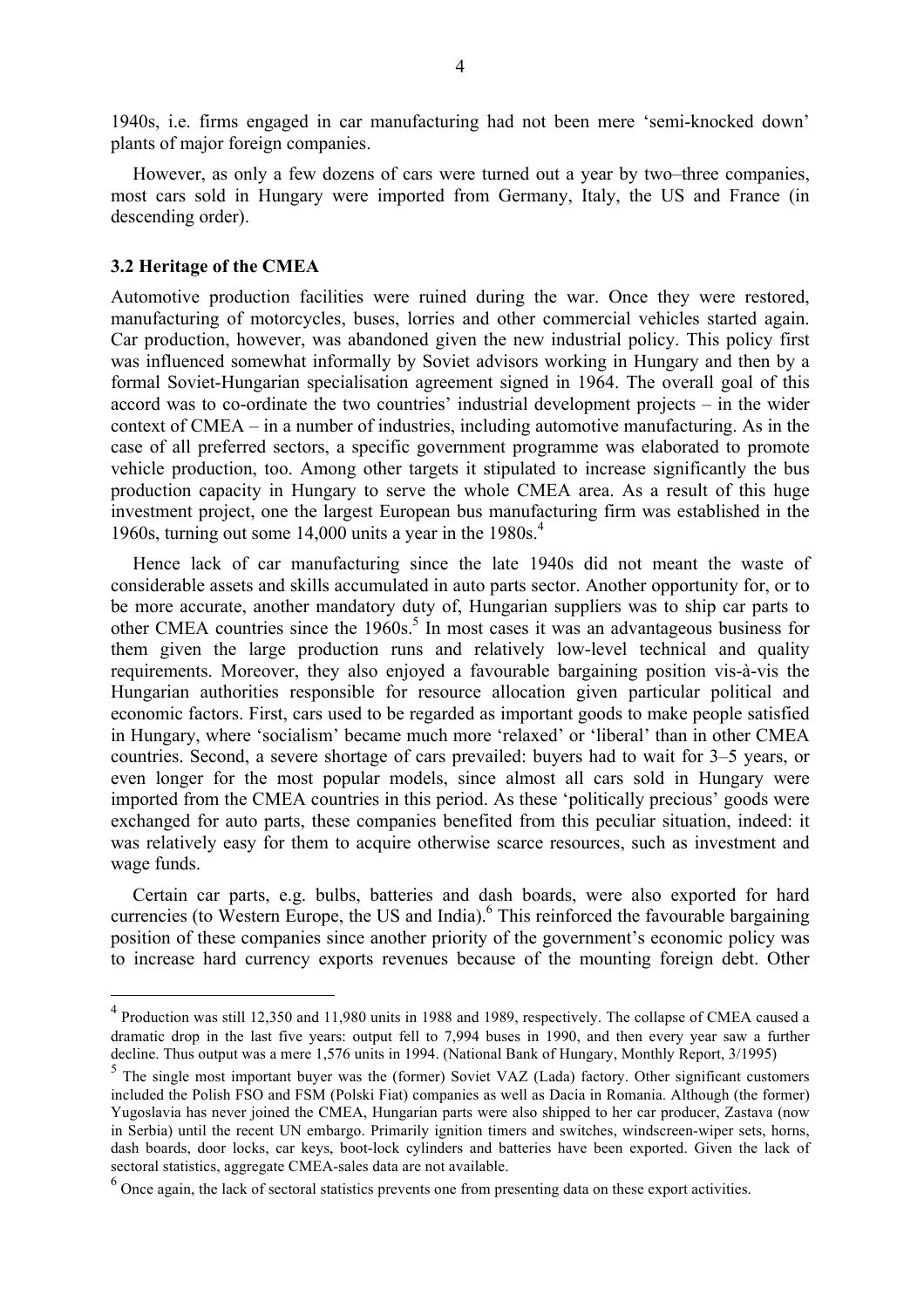1940s, i.e. firms engaged in car manufacturing had not been mere 'semi-knocked down' plants of major foreign companies.

However, as only a few dozens of cars were turned out a year by two–three companies, most cars sold in Hungary were imported from Germany, Italy, the US and France (in descending order).

### 3.2 Heritage of the CMEA

Automotive production facilities were ruined during the war. Once they were restored, manufacturing of motorcycles, buses, lorries and other commercial vehicles started again. Car production, however, was abandoned given the new industrial policy. This policy first was influenced somewhat informally by Soviet advisors working in Hungary and then by a formal Soviet-Hungarian specialisation agreement signed in 1964. The overall goal of this accord was to co-ordinate the two countries' industrial development projects – in the wider context of CMEA – in a number of industries, including automotive manufacturing. As in the case of all preferred sectors, a specific government programme was elaborated to promote vehicle production, too. Among other targets it stipulated to increase significantly the bus production capacity in Hungary to serve the whole CMEA area. As a result of this huge investment project, one the largest European bus manufacturing firm was established in the 1960s, turning out some 14,000 units a year in the 1980s.[4]

Hence lack of car manufacturing since the late 1940s did not meant the waste of considerable assets and skills accumulated in auto parts sector. Another opportunity for, or to be more accurate, another mandatory duty of, Hungarian suppliers was to ship car parts to other CMEA countries since the 1960s.[5] In most cases it was an advantageous business for them given the large production runs and relatively low-level technical and quality requirements. Moreover, they also enjoyed a favourable bargaining position vis-à-vis the Hungarian authorities responsible for resource allocation given particular political and economic factors. First, cars used to be regarded as important goods to make people satisfied in Hungary, where 'socialism' became much more 'relaxed' or 'liberal' than in other CMEA countries. Second, a severe shortage of cars prevailed: buyers had to wait for 3–5 years, or even longer for the most popular models, since almost all cars sold in Hungary were imported from the CMEA countries in this period. As these 'politically precious' goods were exchanged for auto parts, these companies benefited from this peculiar situation, indeed: it was relatively easy for them to acquire otherwise scarce resources, such as investment and wage funds.

Certain car parts, e.g. bulbs, batteries and dash boards, were also exported for hard currencies (to Western Europe, the US and India).[6] This reinforced the favourable bargaining position of these companies since another priority of the government's economic policy was to increase hard currency exports revenues because of the mounting foreign debt. Other

---

[4] Production was still 12,350 and 11,980 units in 1988 and 1989, respectively. The collapse of CMEA caused a dramatic drop in the last five years: output fell to 7,994 buses in 1990, and then every year saw a further decline. Thus output was a mere 1,576 units in 1994. (National Bank of Hungary, Monthly Report, 3/1995)

[5] The single most important buyer was the (former) Soviet VAZ (Lada) factory. Other significant customers included the Polish FSO and FSM (Polski Fiat) companies as well as Dacia in Romania. Although (the former) Yugoslavia has never joined the CMEA, Hungarian parts were also shipped to her car producer, Zastava (now in Serbia) until the recent UN embargo. Primarily ignition timers and switches, windscreen-wiper sets, horns, dash boards, door locks, car keys, boot-lock cylinders and batteries have been exported. Given the lack of sectoral statistics, aggregate CMEA-sales data are not available.

[6] Once again, the lack of sectoral statistics prevents one from presenting data on these export activities.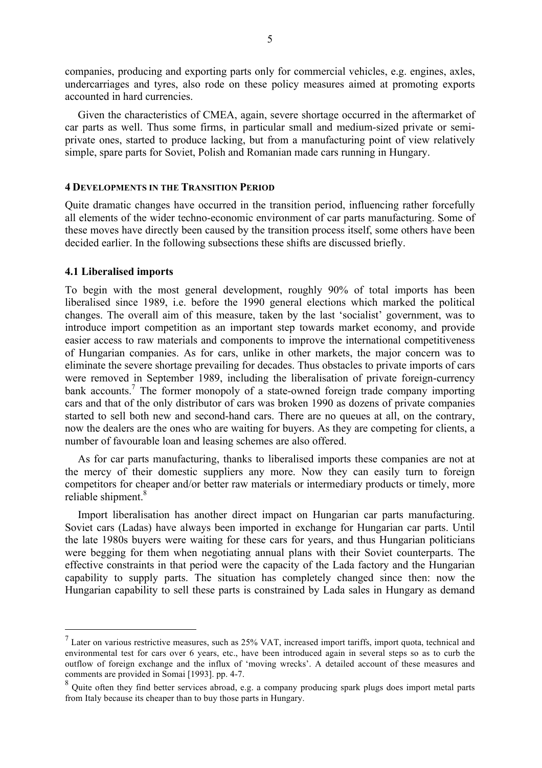companies, producing and exporting parts only for commercial vehicles, e.g. engines, axles, undercarriages and tyres, also rode on these policy measures aimed at promoting exports accounted in hard currencies.

Given the characteristics of CMEA, again, severe shortage occurred in the aftermarket of car parts as well. Thus some firms, in particular small and medium-sized private or semi-private ones, started to produce lacking, but from a manufacturing point of view relatively simple, spare parts for Soviet, Polish and Romanian made cars running in Hungary.

## 4 Developments in the Transition Period

Quite dramatic changes have occurred in the transition period, influencing rather forcefully all elements of the wider techno-economic environment of car parts manufacturing. Some of these moves have directly been caused by the transition process itself, some others have been decided earlier. In the following subsections these shifts are discussed briefly.

### 4.1 Liberalised imports

To begin with the most general development, roughly 90% of total imports has been liberalised since 1989, i.e. before the 1990 general elections which marked the political changes. The overall aim of this measure, taken by the last 'socialist' government, was to introduce import competition as an important step towards market economy, and provide easier access to raw materials and components to improve the international competitiveness of Hungarian companies. As for cars, unlike in other markets, the major concern was to eliminate the severe shortage prevailing for decades. Thus obstacles to private imports of cars were removed in September 1989, including the liberalisation of private foreign-currency bank accounts.[7] The former monopoly of a state-owned foreign trade company importing cars and that of the only distributor of cars was broken 1990 as dozens of private companies started to sell both new and second-hand cars. There are no queues at all, on the contrary, now the dealers are the ones who are waiting for buyers. As they are competing for clients, a number of favourable loan and leasing schemes are also offered.

As for car parts manufacturing, thanks to liberalised imports these companies are not at the mercy of their domestic suppliers any more. Now they can easily turn to foreign competitors for cheaper and/or better raw materials or intermediary products or timely, more reliable shipment.[8]

Import liberalisation has another direct impact on Hungarian car parts manufacturing. Soviet cars (Ladas) have always been imported in exchange for Hungarian car parts. Until the late 1980s buyers were waiting for these cars for years, and thus Hungarian politicians were begging for them when negotiating annual plans with their Soviet counterparts. The effective constraints in that period were the capacity of the Lada factory and the Hungarian capability to supply parts. The situation has completely changed since then: now the Hungarian capability to sell these parts is constrained by Lada sales in Hungary as demand

---

[7] Later on various restrictive measures, such as 25% VAT, increased import tariffs, import quota, technical and environmental test for cars over 6 years, etc., have been introduced again in several steps so as to curb the outflow of foreign exchange and the influx of 'moving wrecks'. A detailed account of these measures and comments are provided in Somai [1993]. pp. 4-7.

[8] Quite often they find better services abroad, e.g. a company producing spark plugs does import metal parts from Italy because its cheaper than to buy those parts in Hungary.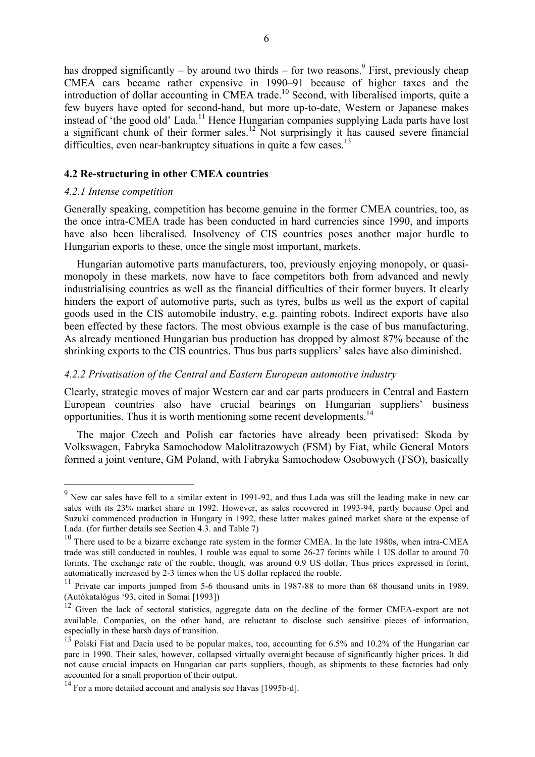has dropped significantly – by around two thirds – for two reasons.[9] First, previously cheap CMEA cars became rather expensive in 1990–91 because of higher taxes and the introduction of dollar accounting in CMEA trade.[10] Second, with liberalised imports, quite a few buyers have opted for second-hand, but more up-to-date, Western or Japanese makes instead of 'the good old' Lada.[11] Hence Hungarian companies supplying Lada parts have lost a significant chunk of their former sales.[12] Not surprisingly it has caused severe financial difficulties, even near-bankruptcy situations in quite a few cases.[13]

### 4.2 Re-structuring in other CMEA countries

#### *4.2.1 Intense competition*

Generally speaking, competition has become genuine in the former CMEA countries, too, as the once intra-CMEA trade has been conducted in hard currencies since 1990, and imports have also been liberalised. Insolvency of CIS countries poses another major hurdle to Hungarian exports to these, once the single most important, markets.

Hungarian automotive parts manufacturers, too, previously enjoying monopoly, or quasi-monopoly in these markets, now have to face competitors both from advanced and newly industrialising countries as well as the financial difficulties of their former buyers. It clearly hinders the export of automotive parts, such as tyres, bulbs as well as the export of capital goods used in the CIS automobile industry, e.g. painting robots. Indirect exports have also been effected by these factors. The most obvious example is the case of bus manufacturing. As already mentioned Hungarian bus production has dropped by almost 87% because of the shrinking exports to the CIS countries. Thus bus parts suppliers' sales have also diminished.

#### *4.2.2 Privatisation of the Central and Eastern European automotive industry*

Clearly, strategic moves of major Western car and car parts producers in Central and Eastern European countries also have crucial bearings on Hungarian suppliers' business opportunities. Thus it is worth mentioning some recent developments.[14]

The major Czech and Polish car factories have already been privatised: Skoda by Volkswagen, Fabryka Samochodow Malolitrazowych (FSM) by Fiat, while General Motors formed a joint venture, GM Poland, with Fabryka Samochodow Osobowych (FSO), basically

---

[9] New car sales have fell to a similar extent in 1991-92, and thus Lada was still the leading make in new car sales with its 23% market share in 1992. However, as sales recovered in 1993-94, partly because Opel and Suzuki commenced production in Hungary in 1992, these latter makes gained market share at the expense of Lada. (for further details see Section 4.3. and Table 7)

[10] There used to be a bizarre exchange rate system in the former CMEA. In the late 1980s, when intra-CMEA trade was still conducted in roubles, 1 rouble was equal to some 26-27 forints while 1 US dollar to around 70 forints. The exchange rate of the rouble, though, was around 0.9 US dollar. Thus prices expressed in forint, automatically increased by 2-3 times when the US dollar replaced the rouble.

[11] Private car imports jumped from 5-6 thousand units in 1987-88 to more than 68 thousand units in 1989. (Autókatalógus '93, cited in Somai [1993])

[12] Given the lack of sectoral statistics, aggregate data on the decline of the former CMEA-export are not available. Companies, on the other hand, are reluctant to disclose such sensitive pieces of information, especially in these harsh days of transition.

[13] Polski Fiat and Dacia used to be popular makes, too, accounting for 6.5% and 10.2% of the Hungarian car parc in 1990. Their sales, however, collapsed virtually overnight because of significantly higher prices. It did not cause crucial impacts on Hungarian car parts suppliers, though, as shipments to these factories had only accounted for a small proportion of their output.

[14] For a more detailed account and analysis see Havas [1995b-d].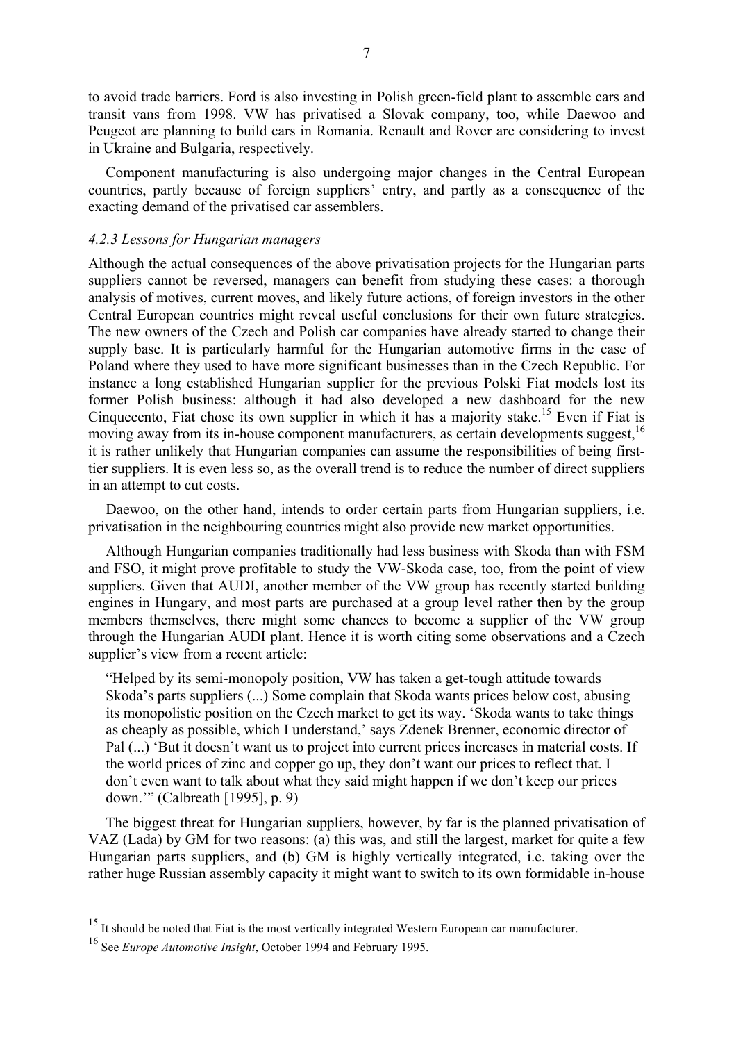to avoid trade barriers. Ford is also investing in Polish green-field plant to assemble cars and transit vans from 1998. VW has privatised a Slovak company, too, while Daewoo and Peugeot are planning to build cars in Romania. Renault and Rover are considering to invest in Ukraine and Bulgaria, respectively.

Component manufacturing is also undergoing major changes in the Central European countries, partly because of foreign suppliers' entry, and partly as a consequence of the exacting demand of the privatised car assemblers.

#### *4.2.3 Lessons for Hungarian managers*

Although the actual consequences of the above privatisation projects for the Hungarian parts suppliers cannot be reversed, managers can benefit from studying these cases: a thorough analysis of motives, current moves, and likely future actions, of foreign investors in the other Central European countries might reveal useful conclusions for their own future strategies. The new owners of the Czech and Polish car companies have already started to change their supply base. It is particularly harmful for the Hungarian automotive firms in the case of Poland where they used to have more significant businesses than in the Czech Republic. For instance a long established Hungarian supplier for the previous Polski Fiat models lost its former Polish business: although it had also developed a new dashboard for the new Cinquecento, Fiat chose its own supplier in which it has a majority stake.[15] Even if Fiat is moving away from its in-house component manufacturers, as certain developments suggest,[16] it is rather unlikely that Hungarian companies can assume the responsibilities of being first-tier suppliers. It is even less so, as the overall trend is to reduce the number of direct suppliers in an attempt to cut costs.

Daewoo, on the other hand, intends to order certain parts from Hungarian suppliers, i.e. privatisation in the neighbouring countries might also provide new market opportunities.

Although Hungarian companies traditionally had less business with Skoda than with FSM and FSO, it might prove profitable to study the VW-Skoda case, too, from the point of view suppliers. Given that AUDI, another member of the VW group has recently started building engines in Hungary, and most parts are purchased at a group level rather then by the group members themselves, there might some chances to become a supplier of the VW group through the Hungarian AUDI plant. Hence it is worth citing some observations and a Czech supplier's view from a recent article:

> "Helped by its semi-monopoly position, VW has taken a get-tough attitude towards Skoda's parts suppliers (...) Some complain that Skoda wants prices below cost, abusing its monopolistic position on the Czech market to get its way. 'Skoda wants to take things as cheaply as possible, which I understand,' says Zdenek Brenner, economic director of Pal (...) 'But it doesn't want us to project into current prices increases in material costs. If the world prices of zinc and copper go up, they don't want our prices to reflect that. I don't even want to talk about what they said might happen if we don't keep our prices down.'" (Calbreath [1995], p. 9)

The biggest threat for Hungarian suppliers, however, by far is the planned privatisation of VAZ (Lada) by GM for two reasons: (a) this was, and still the largest, market for quite a few Hungarian parts suppliers, and (b) GM is highly vertically integrated, i.e. taking over the rather huge Russian assembly capacity it might want to switch to its own formidable in-house

---

[15] It should be noted that Fiat is the most vertically integrated Western European car manufacturer.

[16] See *Europe Automotive Insight*, October 1994 and February 1995.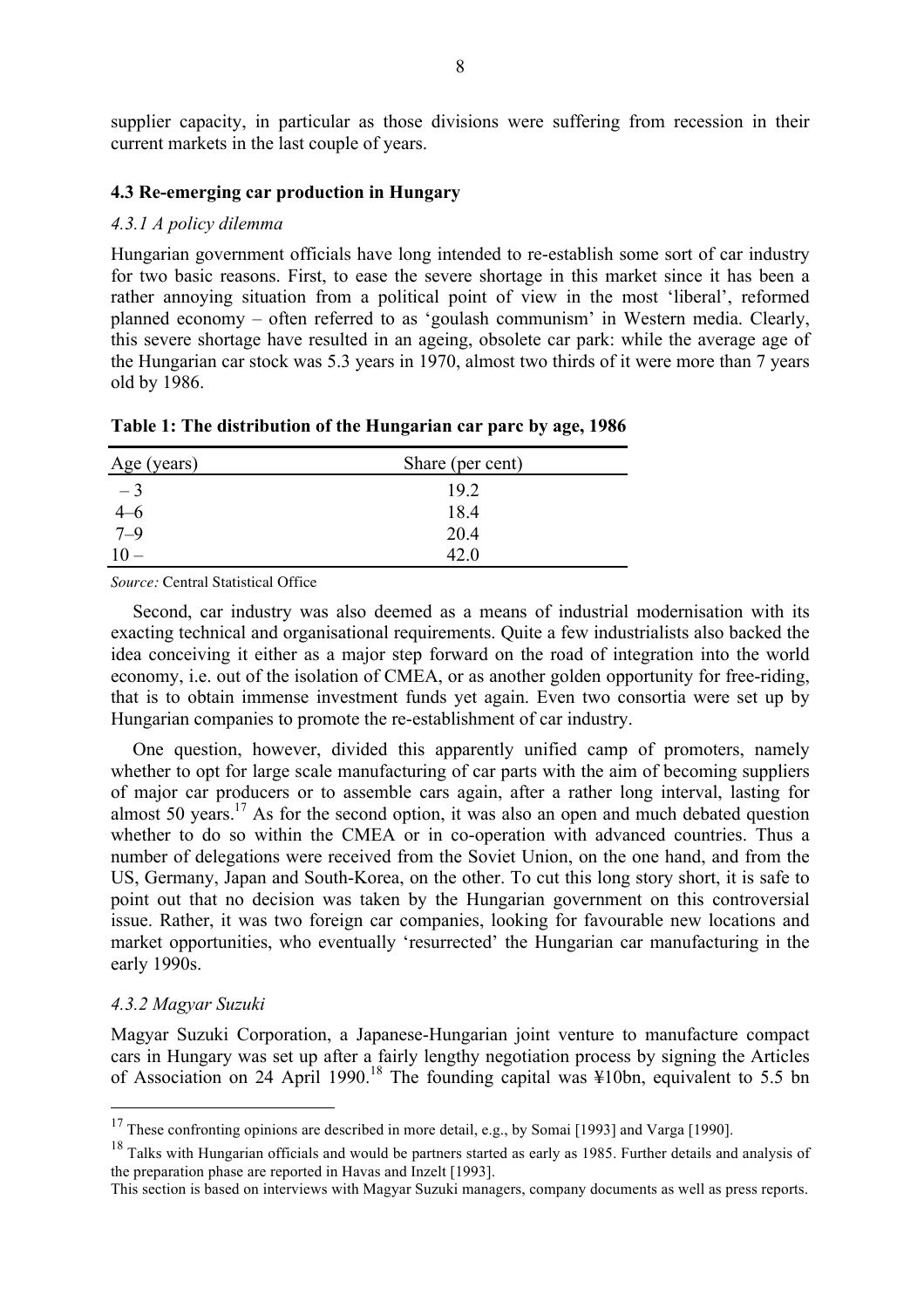supplier capacity, in particular as those divisions were suffering from recession in their current markets in the last couple of years.

### 4.3 Re-emerging car production in Hungary

#### *4.3.1 A policy dilemma*

Hungarian government officials have long intended to re-establish some sort of car industry for two basic reasons. First, to ease the severe shortage in this market since it has been a rather annoying situation from a political point of view in the most 'liberal', reformed planned economy – often referred to as 'goulash communism' in Western media. Clearly, this severe shortage have resulted in an ageing, obsolete car park: while the average age of the Hungarian car stock was 5.3 years in 1970, almost two thirds of it were more than 7 years old by 1986.

**Table 1: The distribution of the Hungarian car parc by age, 1986**

| Age (years) | Share (per cent) |
|---|---|
| – 3 | 19.2 |
| 4–6 | 18.4 |
| 7–9 | 20.4 |
| 10 – | 42.0 |

*Source:* Central Statistical Office

Second, car industry was also deemed as a means of industrial modernisation with its exacting technical and organisational requirements. Quite a few industrialists also backed the idea conceiving it either as a major step forward on the road of integration into the world economy, i.e. out of the isolation of CMEA, or as another golden opportunity for free-riding, that is to obtain immense investment funds yet again. Even two consortia were set up by Hungarian companies to promote the re-establishment of car industry.

One question, however, divided this apparently unified camp of promoters, namely whether to opt for large scale manufacturing of car parts with the aim of becoming suppliers of major car producers or to assemble cars again, after a rather long interval, lasting for almost 50 years.[17] As for the second option, it was also an open and much debated question whether to do so within the CMEA or in co-operation with advanced countries. Thus a number of delegations were received from the Soviet Union, on the one hand, and from the US, Germany, Japan and South-Korea, on the other. To cut this long story short, it is safe to point out that no decision was taken by the Hungarian government on this controversial issue. Rather, it was two foreign car companies, looking for favourable new locations and market opportunities, who eventually 'resurrected' the Hungarian car manufacturing in the early 1990s.

#### *4.3.2 Magyar Suzuki*

Magyar Suzuki Corporation, a Japanese-Hungarian joint venture to manufacture compact cars in Hungary was set up after a fairly lengthy negotiation process by signing the Articles of Association on 24 April 1990.[18] The founding capital was ¥10bn, equivalent to 5.5 bn

---

[17] These confronting opinions are described in more detail, e.g., by Somai [1993] and Varga [1990].

[18] Talks with Hungarian officials and would be partners started as early as 1985. Further details and analysis of the preparation phase are reported in Havas and Inzelt [1993].
This section is based on interviews with Magyar Suzuki managers, company documents as well as press reports.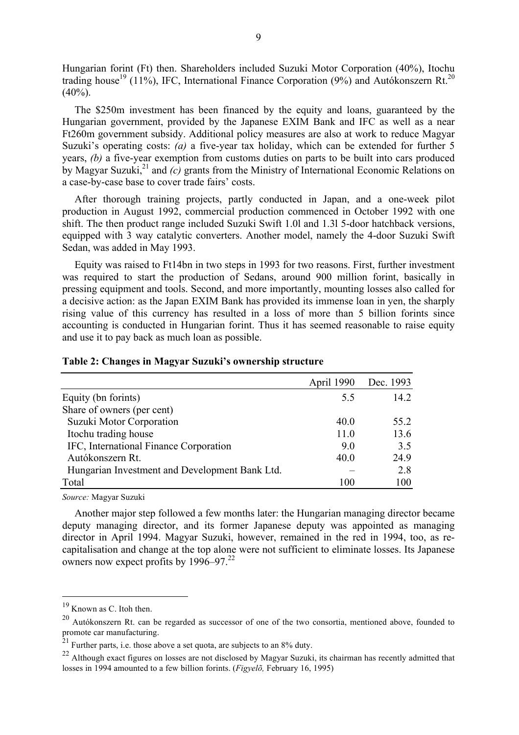Hungarian forint (Ft) then. Shareholders included Suzuki Motor Corporation (40%), Itochu trading house[19] (11%), IFC, International Finance Corporation (9%) and Autókonszern Rt.[20] (40%).

The \$250m investment has been financed by the equity and loans, guaranteed by the Hungarian government, provided by the Japanese EXIM Bank and IFC as well as a near Ft260m government subsidy. Additional policy measures are also at work to reduce Magyar Suzuki's operating costs: *(a)* a five-year tax holiday, which can be extended for further 5 years, *(b)* a five-year exemption from customs duties on parts to be built into cars produced by Magyar Suzuki,[21] and *(c)* grants from the Ministry of International Economic Relations on a case-by-case base to cover trade fairs' costs.

After thorough training projects, partly conducted in Japan, and a one-week pilot production in August 1992, commercial production commenced in October 1992 with one shift. The then product range included Suzuki Swift 1.0l and 1.3l 5-door hatchback versions, equipped with 3 way catalytic converters. Another model, namely the 4-door Suzuki Swift Sedan, was added in May 1993.

Equity was raised to Ft14bn in two steps in 1993 for two reasons. First, further investment was required to start the production of Sedans, around 900 million forint, basically in pressing equipment and tools. Second, and more importantly, mounting losses also called for a decisive action: as the Japan EXIM Bank has provided its immense loan in yen, the sharply rising value of this currency has resulted in a loss of more than 5 billion forints since accounting is conducted in Hungarian forint. Thus it has seemed reasonable to raise equity and use it to pay back as much loan as possible.

**Table 2: Changes in Magyar Suzuki's ownership structure**

| | April 1990 | Dec. 1993 |
|---|---|---|
| Equity (bn forints) | 5.5 | 14.2 |
| Share of owners (per cent) | | |
| Suzuki Motor Corporation | 40.0 | 55.2 |
| Itochu trading house | 11.0 | 13.6 |
| IFC, International Finance Corporation | 9.0 | 3.5 |
| Autókonszern Rt. | 40.0 | 24.9 |
| Hungarian Investment and Development Bank Ltd. | – | 2.8 |
| Total | 100 | 100 |

*Source:* Magyar Suzuki

Another major step followed a few months later: the Hungarian managing director became deputy managing director, and its former Japanese deputy was appointed as managing director in April 1994. Magyar Suzuki, however, remained in the red in 1994, too, as re-capitalisation and change at the top alone were not sufficient to eliminate losses. Its Japanese owners now expect profits by 1996–97.[22]

---

[19] Known as C. Itoh then.

[20] Autókonszern Rt. can be regarded as successor of one of the two consortia, mentioned above, founded to promote car manufacturing.

[21] Further parts, i.e. those above a set quota, are subjects to an 8% duty.

[22] Although exact figures on losses are not disclosed by Magyar Suzuki, its chairman has recently admitted that losses in 1994 amounted to a few billion forints. (*Figyelõ,* February 16, 1995)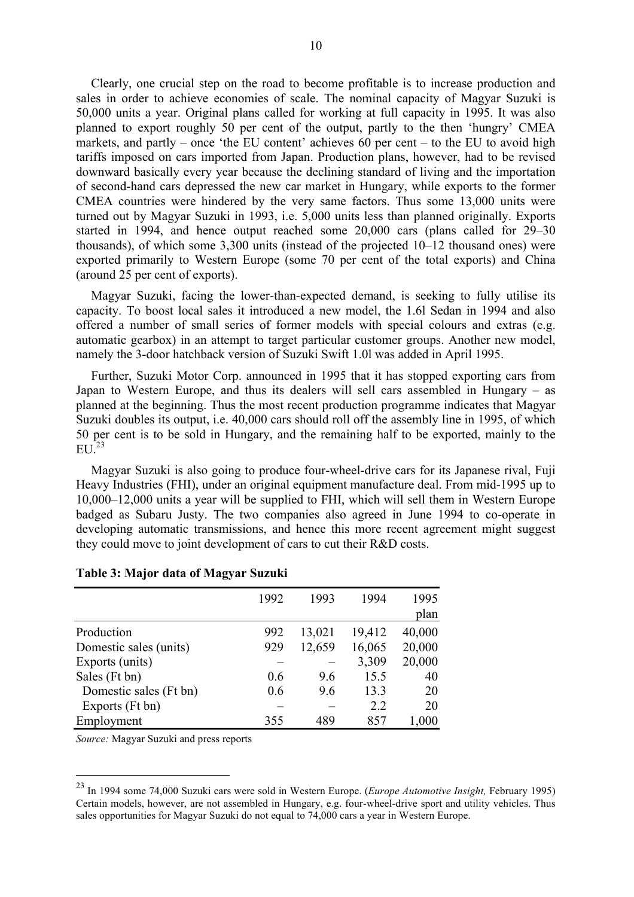Clearly, one crucial step on the road to become profitable is to increase production and sales in order to achieve economies of scale. The nominal capacity of Magyar Suzuki is 50,000 units a year. Original plans called for working at full capacity in 1995. It was also planned to export roughly 50 per cent of the output, partly to the then 'hungry' CMEA markets, and partly – once 'the EU content' achieves 60 per cent – to the EU to avoid high tariffs imposed on cars imported from Japan. Production plans, however, had to be revised downward basically every year because the declining standard of living and the importation of second-hand cars depressed the new car market in Hungary, while exports to the former CMEA countries were hindered by the very same factors. Thus some 13,000 units were turned out by Magyar Suzuki in 1993, i.e. 5,000 units less than planned originally. Exports started in 1994, and hence output reached some 20,000 cars (plans called for 29–30 thousands), of which some 3,300 units (instead of the projected 10–12 thousand ones) were exported primarily to Western Europe (some 70 per cent of the total exports) and China (around 25 per cent of exports).

Magyar Suzuki, facing the lower-than-expected demand, is seeking to fully utilise its capacity. To boost local sales it introduced a new model, the 1.6l Sedan in 1994 and also offered a number of small series of former models with special colours and extras (e.g. automatic gearbox) in an attempt to target particular customer groups. Another new model, namely the 3-door hatchback version of Suzuki Swift 1.0l was added in April 1995.

Further, Suzuki Motor Corp. announced in 1995 that it has stopped exporting cars from Japan to Western Europe, and thus its dealers will sell cars assembled in Hungary – as planned at the beginning. Thus the most recent production programme indicates that Magyar Suzuki doubles its output, i.e. 40,000 cars should roll off the assembly line in 1995, of which 50 per cent is to be sold in Hungary, and the remaining half to be exported, mainly to the EU.[23]

Magyar Suzuki is also going to produce four-wheel-drive cars for its Japanese rival, Fuji Heavy Industries (FHI), under an original equipment manufacture deal. From mid-1995 up to 10,000–12,000 units a year will be supplied to FHI, which will sell them in Western Europe badged as Subaru Justy. The two companies also agreed in June 1994 to co-operate in developing automatic transmissions, and hence this more recent agreement might suggest they could move to joint development of cars to cut their R&D costs.

**Table 3: Major data of Magyar Suzuki**

| | 1992 | 1993 | 1994 | 1995 plan |
|---|---|---|---|---|
| Production | 992 | 13,021 | 19,412 | 40,000 |
| Domestic sales (units) | 929 | 12,659 | 16,065 | 20,000 |
| Exports (units) | – | – | 3,309 | 20,000 |
| Sales (Ft bn) | 0.6 | 9.6 | 15.5 | 40 |
| Domestic sales (Ft bn) | 0.6 | 9.6 | 13.3 | 20 |
| Exports (Ft bn) | – | – | 2.2 | 20 |
| Employment | 355 | 489 | 857 | 1,000 |

*Source:* Magyar Suzuki and press reports

[23] In 1994 some 74,000 Suzuki cars were sold in Western Europe. (*Europe Automotive Insight,* February 1995) Certain models, however, are not assembled in Hungary, e.g. four-wheel-drive sport and utility vehicles. Thus sales opportunities for Magyar Suzuki do not equal to 74,000 cars a year in Western Europe.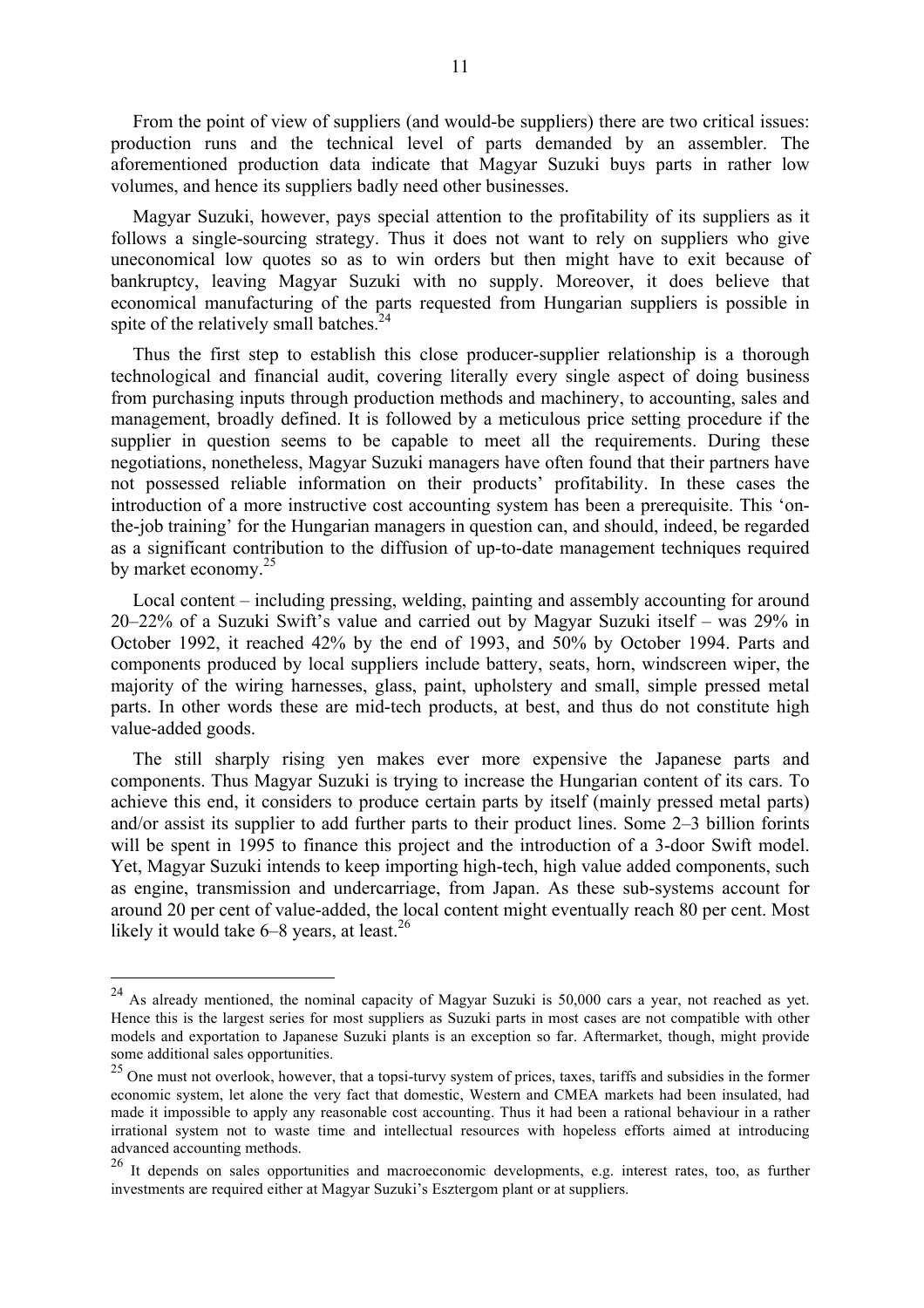From the point of view of suppliers (and would-be suppliers) there are two critical issues: production runs and the technical level of parts demanded by an assembler. The aforementioned production data indicate that Magyar Suzuki buys parts in rather low volumes, and hence its suppliers badly need other businesses.

Magyar Suzuki, however, pays special attention to the profitability of its suppliers as it follows a single-sourcing strategy. Thus it does not want to rely on suppliers who give uneconomical low quotes so as to win orders but then might have to exit because of bankruptcy, leaving Magyar Suzuki with no supply. Moreover, it does believe that economical manufacturing of the parts requested from Hungarian suppliers is possible in spite of the relatively small batches.[24]

Thus the first step to establish this close producer-supplier relationship is a thorough technological and financial audit, covering literally every single aspect of doing business from purchasing inputs through production methods and machinery, to accounting, sales and management, broadly defined. It is followed by a meticulous price setting procedure if the supplier in question seems to be capable to meet all the requirements. During these negotiations, nonetheless, Magyar Suzuki managers have often found that their partners have not possessed reliable information on their products' profitability. In these cases the introduction of a more instructive cost accounting system has been a prerequisite. This 'on-the-job training' for the Hungarian managers in question can, and should, indeed, be regarded as a significant contribution to the diffusion of up-to-date management techniques required by market economy.[25]

Local content – including pressing, welding, painting and assembly accounting for around 20–22% of a Suzuki Swift's value and carried out by Magyar Suzuki itself – was 29% in October 1992, it reached 42% by the end of 1993, and 50% by October 1994. Parts and components produced by local suppliers include battery, seats, horn, windscreen wiper, the majority of the wiring harnesses, glass, paint, upholstery and small, simple pressed metal parts. In other words these are mid-tech products, at best, and thus do not constitute high value-added goods.

The still sharply rising yen makes ever more expensive the Japanese parts and components. Thus Magyar Suzuki is trying to increase the Hungarian content of its cars. To achieve this end, it considers to produce certain parts by itself (mainly pressed metal parts) and/or assist its supplier to add further parts to their product lines. Some 2–3 billion forints will be spent in 1995 to finance this project and the introduction of a 3-door Swift model. Yet, Magyar Suzuki intends to keep importing high-tech, high value added components, such as engine, transmission and undercarriage, from Japan. As these sub-systems account for around 20 per cent of value-added, the local content might eventually reach 80 per cent. Most likely it would take 6–8 years, at least.[26]

---

[24] As already mentioned, the nominal capacity of Magyar Suzuki is 50,000 cars a year, not reached as yet. Hence this is the largest series for most suppliers as Suzuki parts in most cases are not compatible with other models and exportation to Japanese Suzuki plants is an exception so far. Aftermarket, though, might provide some additional sales opportunities.

[25] One must not overlook, however, that a topsi-turvy system of prices, taxes, tariffs and subsidies in the former economic system, let alone the very fact that domestic, Western and CMEA markets had been insulated, had made it impossible to apply any reasonable cost accounting. Thus it had been a rational behaviour in a rather irrational system not to waste time and intellectual resources with hopeless efforts aimed at introducing advanced accounting methods.

[26] It depends on sales opportunities and macroeconomic developments, e.g. interest rates, too, as further investments are required either at Magyar Suzuki's Esztergom plant or at suppliers.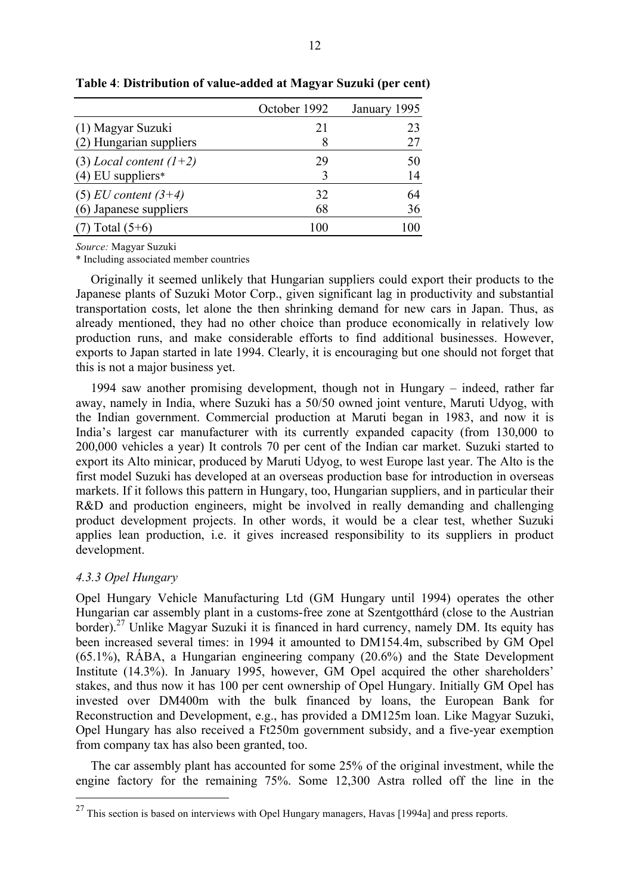**Table 4**: **Distribution of value-added at Magyar Suzuki (per cent)**

| | October 1992 | January 1995 |
|---|---|---|
| (1) Magyar Suzuki | 21 | 23 |
| (2) Hungarian suppliers | 8 | 27 |
| (3) *Local content (1+2)* | 29 | 50 |
| (4) EU suppliers* | 3 | 14 |
| (5) *EU content (3+4)* | 32 | 64 |
| (6) Japanese suppliers | 68 | 36 |
| (7) Total (5+6) | 100 | 100 |

*Source:* Magyar Suzuki

\* Including associated member countries

Originally it seemed unlikely that Hungarian suppliers could export their products to the Japanese plants of Suzuki Motor Corp., given significant lag in productivity and substantial transportation costs, let alone the then shrinking demand for new cars in Japan. Thus, as already mentioned, they had no other choice than produce economically in relatively low production runs, and make considerable efforts to find additional businesses. However, exports to Japan started in late 1994. Clearly, it is encouraging but one should not forget that this is not a major business yet.

1994 saw another promising development, though not in Hungary – indeed, rather far away, namely in India, where Suzuki has a 50/50 owned joint venture, Maruti Udyog, with the Indian government. Commercial production at Maruti began in 1983, and now it is India's largest car manufacturer with its currently expanded capacity (from 130,000 to 200,000 vehicles a year) It controls 70 per cent of the Indian car market. Suzuki started to export its Alto minicar, produced by Maruti Udyog, to west Europe last year. The Alto is the first model Suzuki has developed at an overseas production base for introduction in overseas markets. If it follows this pattern in Hungary, too, Hungarian suppliers, and in particular their R&D and production engineers, might be involved in really demanding and challenging product development projects. In other words, it would be a clear test, whether Suzuki applies lean production, i.e. it gives increased responsibility to its suppliers in product development.

#### *4.3.3 Opel Hungary*

Opel Hungary Vehicle Manufacturing Ltd (GM Hungary until 1994) operates the other Hungarian car assembly plant in a customs-free zone at Szentgotthárd (close to the Austrian border).[27] Unlike Magyar Suzuki it is financed in hard currency, namely DM. Its equity has been increased several times: in 1994 it amounted to DM154.4m, subscribed by GM Opel (65.1%), RÁBA, a Hungarian engineering company (20.6%) and the State Development Institute (14.3%). In January 1995, however, GM Opel acquired the other shareholders' stakes, and thus now it has 100 per cent ownership of Opel Hungary. Initially GM Opel has invested over DM400m with the bulk financed by loans, the European Bank for Reconstruction and Development, e.g., has provided a DM125m loan. Like Magyar Suzuki, Opel Hungary has also received a Ft250m government subsidy, and a five-year exemption from company tax has also been granted, too.

The car assembly plant has accounted for some 25% of the original investment, while the engine factory for the remaining 75%. Some 12,300 Astra rolled off the line in the

[27] This section is based on interviews with Opel Hungary managers, Havas [1994a] and press reports.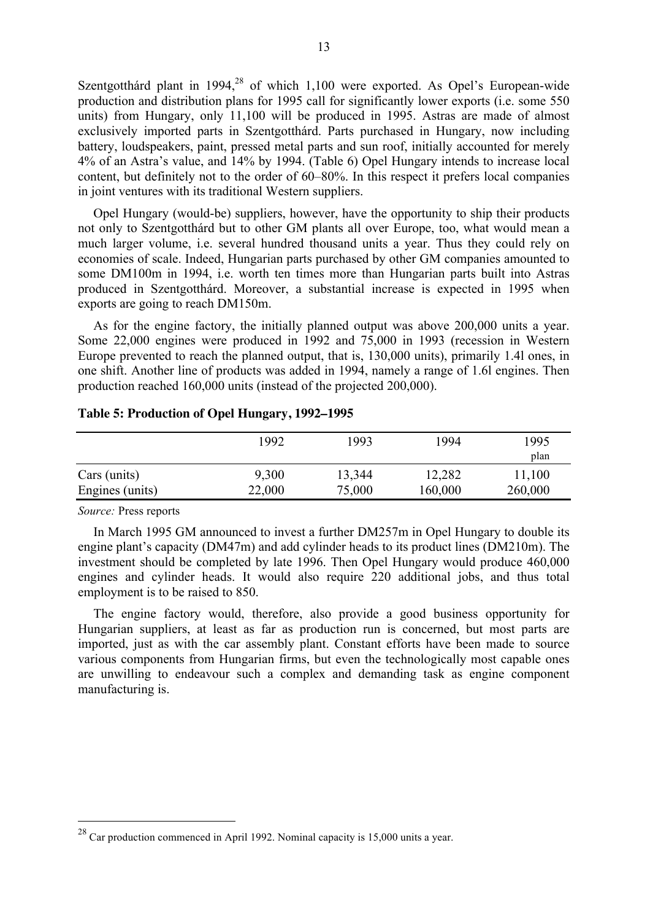Szentgotthárd plant in 1994,[28] of which 1,100 were exported. As Opel's European-wide production and distribution plans for 1995 call for significantly lower exports (i.e. some 550 units) from Hungary, only 11,100 will be produced in 1995. Astras are made of almost exclusively imported parts in Szentgotthárd. Parts purchased in Hungary, now including battery, loudspeakers, paint, pressed metal parts and sun roof, initially accounted for merely 4% of an Astra's value, and 14% by 1994. (Table 6) Opel Hungary intends to increase local content, but definitely not to the order of 60–80%. In this respect it prefers local companies in joint ventures with its traditional Western suppliers.

Opel Hungary (would-be) suppliers, however, have the opportunity to ship their products not only to Szentgotthárd but to other GM plants all over Europe, too, what would mean a much larger volume, i.e. several hundred thousand units a year. Thus they could rely on economies of scale. Indeed, Hungarian parts purchased by other GM companies amounted to some DM100m in 1994, i.e. worth ten times more than Hungarian parts built into Astras produced in Szentgotthárd. Moreover, a substantial increase is expected in 1995 when exports are going to reach DM150m.

As for the engine factory, the initially planned output was above 200,000 units a year. Some 22,000 engines were produced in 1992 and 75,000 in 1993 (recession in Western Europe prevented to reach the planned output, that is, 130,000 units), primarily 1.4l ones, in one shift. Another line of products was added in 1994, namely a range of 1.6l engines. Then production reached 160,000 units (instead of the projected 200,000).

**Table 5: Production of Opel Hungary, 1992–1995**

| | 1992 | 1993 | 1994 | 1995 plan |
|---|---|---|---|---|
| Cars (units) | 9,300 | 13,344 | 12,282 | 11,100 |
| Engines (units) | 22,000 | 75,000 | 160,000 | 260,000 |

*Source:* Press reports

In March 1995 GM announced to invest a further DM257m in Opel Hungary to double its engine plant's capacity (DM47m) and add cylinder heads to its product lines (DM210m). The investment should be completed by late 1996. Then Opel Hungary would produce 460,000 engines and cylinder heads. It would also require 220 additional jobs, and thus total employment is to be raised to 850.

The engine factory would, therefore, also provide a good business opportunity for Hungarian suppliers, at least as far as production run is concerned, but most parts are imported, just as with the car assembly plant. Constant efforts have been made to source various components from Hungarian firms, but even the technologically most capable ones are unwilling to endeavour such a complex and demanding task as engine component manufacturing is.

[28] Car production commenced in April 1992. Nominal capacity is 15,000 units a year.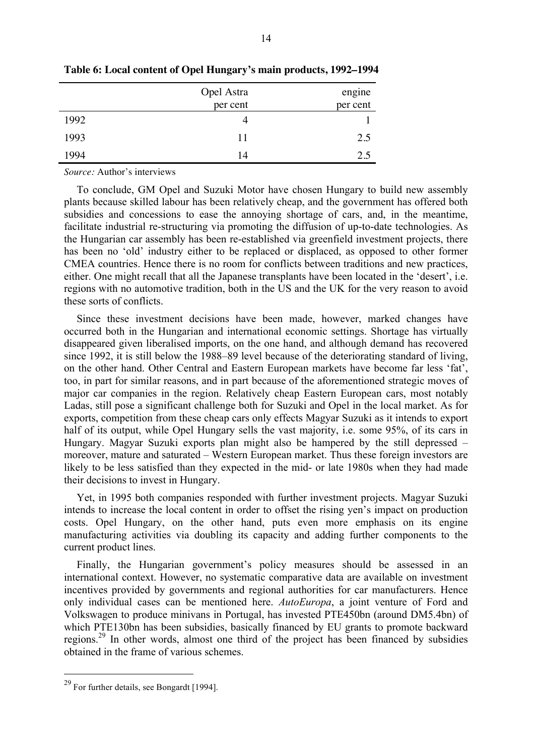**Table 6: Local content of Opel Hungary's main products, 1992–1994**

| | Opel Astra per cent | engine per cent |
|---|---|---|
| 1992 | 4 | 1 |
| 1993 | 11 | 2.5 |
| 1994 | 14 | 2.5 |

*Source:* Author's interviews

To conclude, GM Opel and Suzuki Motor have chosen Hungary to build new assembly plants because skilled labour has been relatively cheap, and the government has offered both subsidies and concessions to ease the annoying shortage of cars, and, in the meantime, facilitate industrial re-structuring via promoting the diffusion of up-to-date technologies. As the Hungarian car assembly has been re-established via greenfield investment projects, there has been no 'old' industry either to be replaced or displaced, as opposed to other former CMEA countries. Hence there is no room for conflicts between traditions and new practices, either. One might recall that all the Japanese transplants have been located in the 'desert', i.e. regions with no automotive tradition, both in the US and the UK for the very reason to avoid these sorts of conflicts.

Since these investment decisions have been made, however, marked changes have occurred both in the Hungarian and international economic settings. Shortage has virtually disappeared given liberalised imports, on the one hand, and although demand has recovered since 1992, it is still below the 1988–89 level because of the deteriorating standard of living, on the other hand. Other Central and Eastern European markets have become far less 'fat', too, in part for similar reasons, and in part because of the aforementioned strategic moves of major car companies in the region. Relatively cheap Eastern European cars, most notably Ladas, still pose a significant challenge both for Suzuki and Opel in the local market. As for exports, competition from these cheap cars only effects Magyar Suzuki as it intends to export half of its output, while Opel Hungary sells the vast majority, i.e. some 95%, of its cars in Hungary. Magyar Suzuki exports plan might also be hampered by the still depressed – moreover, mature and saturated – Western European market. Thus these foreign investors are likely to be less satisfied than they expected in the mid- or late 1980s when they had made their decisions to invest in Hungary.

Yet, in 1995 both companies responded with further investment projects. Magyar Suzuki intends to increase the local content in order to offset the rising yen's impact on production costs. Opel Hungary, on the other hand, puts even more emphasis on its engine manufacturing activities via doubling its capacity and adding further components to the current product lines.

Finally, the Hungarian government's policy measures should be assessed in an international context. However, no systematic comparative data are available on investment incentives provided by governments and regional authorities for car manufacturers. Hence only individual cases can be mentioned here. *AutoEuropa*, a joint venture of Ford and Volkswagen to produce minivans in Portugal, has invested PTE450bn (around DM5.4bn) of which PTE130bn has been subsidies, basically financed by EU grants to promote backward regions.[29] In other words, almost one third of the project has been financed by subsidies obtained in the frame of various schemes.

---

[29] For further details, see Bongardt [1994].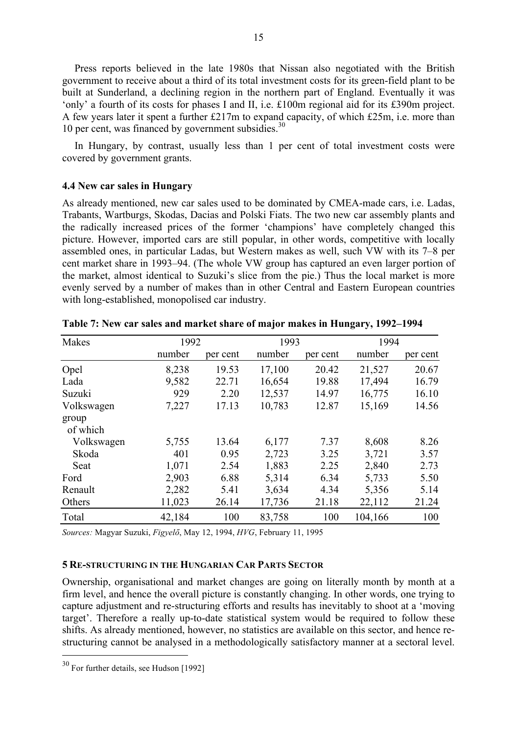Press reports believed in the late 1980s that Nissan also negotiated with the British government to receive about a third of its total investment costs for its green-field plant to be built at Sunderland, a declining region in the northern part of England. Eventually it was 'only' a fourth of its costs for phases I and II, i.e. £100m regional aid for its £390m project. A few years later it spent a further £217m to expand capacity, of which £25m, i.e. more than 10 per cent, was financed by government subsidies.[30]

In Hungary, by contrast, usually less than 1 per cent of total investment costs were covered by government grants.

### 4.4 New car sales in Hungary

As already mentioned, new car sales used to be dominated by CMEA-made cars, i.e. Ladas, Trabants, Wartburgs, Skodas, Dacias and Polski Fiats. The two new car assembly plants and the radically increased prices of the former 'champions' have completely changed this picture. However, imported cars are still popular, in other words, competitive with locally assembled ones, in particular Ladas, but Western makes as well, such VW with its 7–8 per cent market share in 1993–94. (The whole VW group has captured an even larger portion of the market, almost identical to Suzuki's slice from the pie.) Thus the local market is more evenly served by a number of makes than in other Central and Eastern European countries with long-established, monopolised car industry.

**Table 7: New car sales and market share of major makes in Hungary, 1992–1994**

| Makes | 1992 | | 1993 | | 1994 | |
|---|---|---|---|---|---|---|
| | number | per cent | number | per cent | number | per cent |
| Opel | 8,238 | 19.53 | 17,100 | 20.42 | 21,527 | 20.67 |
| Lada | 9,582 | 22.71 | 16,654 | 19.88 | 17,494 | 16.79 |
| Suzuki | 929 | 2.20 | 12,537 | 14.97 | 16,775 | 16.10 |
| Volkswagen group | 7,227 | 17.13 | 10,783 | 12.87 | 15,169 | 14.56 |
| of which | | | | | | |
| Volkswagen | 5,755 | 13.64 | 6,177 | 7.37 | 8,608 | 8.26 |
| Skoda | 401 | 0.95 | 2,723 | 3.25 | 3,721 | 3.57 |
| Seat | 1,071 | 2.54 | 1,883 | 2.25 | 2,840 | 2.73 |
| Ford | 2,903 | 6.88 | 5,314 | 6.34 | 5,733 | 5.50 |
| Renault | 2,282 | 5.41 | 3,634 | 4.34 | 5,356 | 5.14 |
| Others | 11,023 | 26.14 | 17,736 | 21.18 | 22,112 | 21.24 |
| Total | 42,184 | 100 | 83,758 | 100 | 104,166 | 100 |

*Sources:* Magyar Suzuki, *Figyelő*, May 12, 1994, *HVG*, February 11, 1995

## 5 RE-STRUCTURING IN THE HUNGARIAN CAR PARTS SECTOR

Ownership, organisational and market changes are going on literally month by month at a firm level, and hence the overall picture is constantly changing. In other words, one trying to capture adjustment and re-structuring efforts and results has inevitably to shoot at a 'moving target'. Therefore a really up-to-date statistical system would be required to follow these shifts. As already mentioned, however, no statistics are available on this sector, and hence re-structuring cannot be analysed in a methodologically satisfactory manner at a sectoral level.

[30] For further details, see Hudson [1992]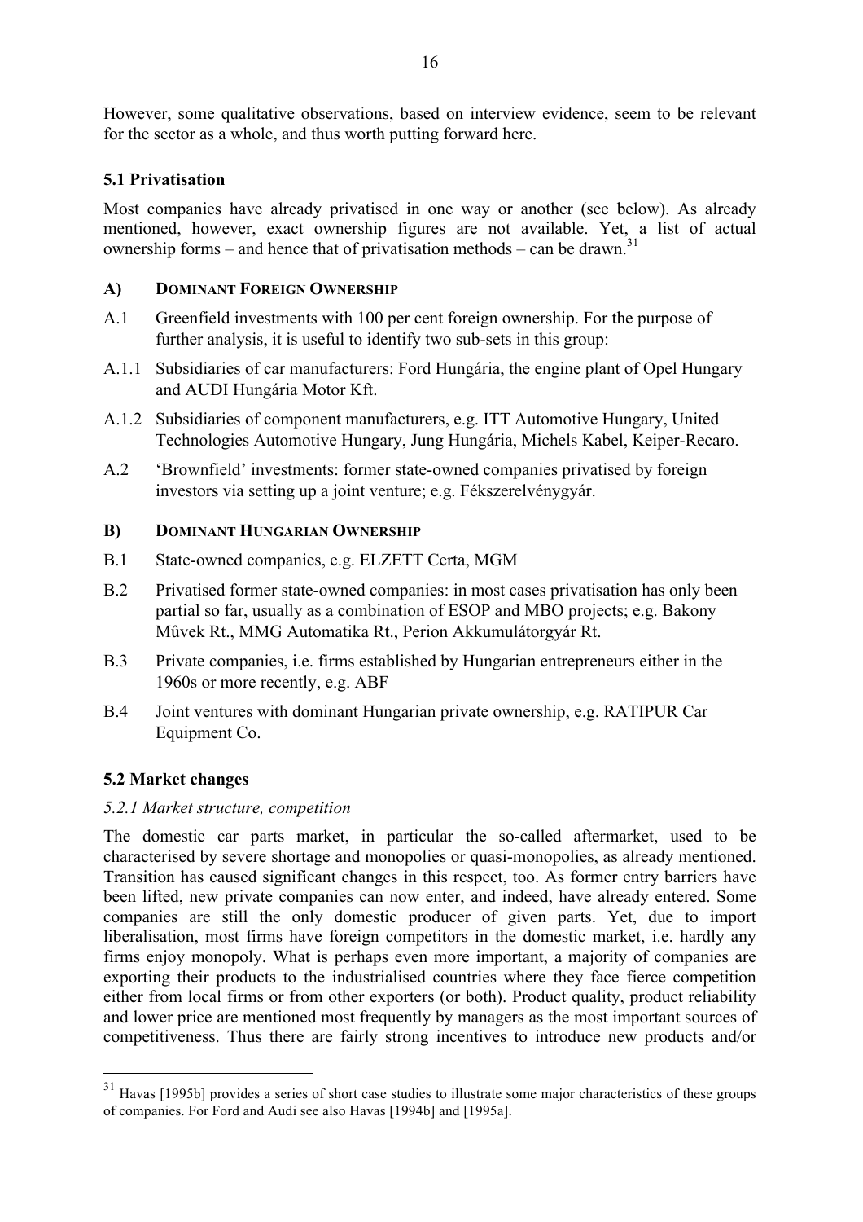However, some qualitative observations, based on interview evidence, seem to be relevant for the sector as a whole, and thus worth putting forward here.

### 5.1 Privatisation

Most companies have already privatised in one way or another (see below). As already mentioned, however, exact ownership figures are not available. Yet, a list of actual ownership forms – and hence that of privatisation methods – can be drawn.[31]

#### A) DOMINANT FOREIGN OWNERSHIP

A.1 Greenfield investments with 100 per cent foreign ownership. For the purpose of further analysis, it is useful to identify two sub-sets in this group:

A.1.1 Subsidiaries of car manufacturers: Ford Hungária, the engine plant of Opel Hungary and AUDI Hungária Motor Kft.

A.1.2 Subsidiaries of component manufacturers, e.g. ITT Automotive Hungary, United Technologies Automotive Hungary, Jung Hungária, Michels Kabel, Keiper-Recaro.

A.2 'Brownfield' investments: former state-owned companies privatised by foreign investors via setting up a joint venture; e.g. Fékszerelvénygyár.

#### B) DOMINANT HUNGARIAN OWNERSHIP

B.1 State-owned companies, e.g. ELZETT Certa, MGM

B.2 Privatised former state-owned companies: in most cases privatisation has only been partial so far, usually as a combination of ESOP and MBO projects; e.g. Bakony Mûvek Rt., MMG Automatika Rt., Perion Akkumulátorgyár Rt.

B.3 Private companies, i.e. firms established by Hungarian entrepreneurs either in the 1960s or more recently, e.g. ABF

B.4 Joint ventures with dominant Hungarian private ownership, e.g. RATIPUR Car Equipment Co.

### 5.2 Market changes

#### *5.2.1 Market structure, competition*

The domestic car parts market, in particular the so-called aftermarket, used to be characterised by severe shortage and monopolies or quasi-monopolies, as already mentioned. Transition has caused significant changes in this respect, too. As former entry barriers have been lifted, new private companies can now enter, and indeed, have already entered. Some companies are still the only domestic producer of given parts. Yet, due to import liberalisation, most firms have foreign competitors in the domestic market, i.e. hardly any firms enjoy monopoly. What is perhaps even more important, a majority of companies are exporting their products to the industrialised countries where they face fierce competition either from local firms or from other exporters (or both). Product quality, product reliability and lower price are mentioned most frequently by managers as the most important sources of competitiveness. Thus there are fairly strong incentives to introduce new products and/or

---

[31] Havas [1995b] provides a series of short case studies to illustrate some major characteristics of these groups of companies. For Ford and Audi see also Havas [1994b] and [1995a].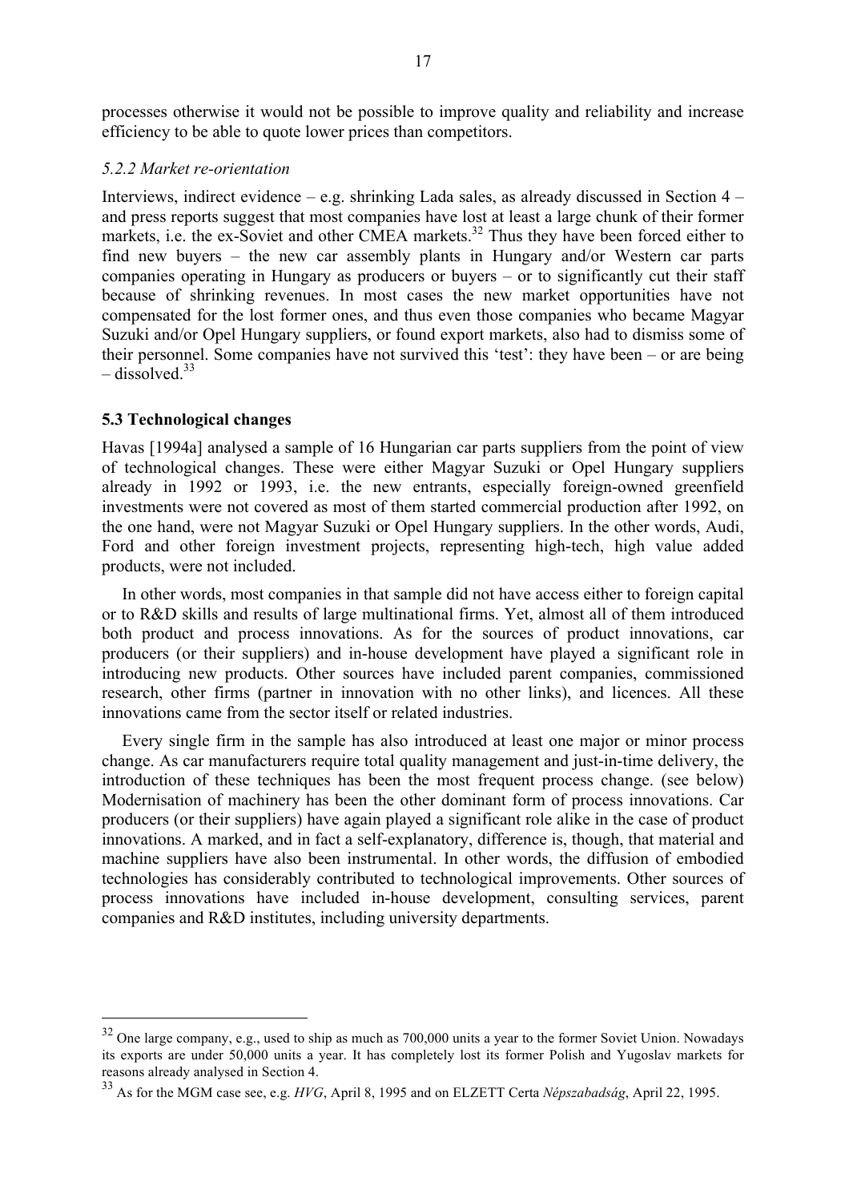processes otherwise it would not be possible to improve quality and reliability and increase efficiency to be able to quote lower prices than competitors.

### *5.2.2 Market re-orientation*

Interviews, indirect evidence – e.g. shrinking Lada sales, as already discussed in Section 4 – and press reports suggest that most companies have lost at least a large chunk of their former markets, i.e. the ex-Soviet and other CMEA markets.[32] Thus they have been forced either to find new buyers – the new car assembly plants in Hungary and/or Western car parts companies operating in Hungary as producers or buyers – or to significantly cut their staff because of shrinking revenues. In most cases the new market opportunities have not compensated for the lost former ones, and thus even those companies who became Magyar Suzuki and/or Opel Hungary suppliers, or found export markets, also had to dismiss some of their personnel. Some companies have not survived this 'test': they have been – or are being – dissolved.[33]

## **5.3 Technological changes**

Havas [1994a] analysed a sample of 16 Hungarian car parts suppliers from the point of view of technological changes. These were either Magyar Suzuki or Opel Hungary suppliers already in 1992 or 1993, i.e. the new entrants, especially foreign-owned greenfield investments were not covered as most of them started commercial production after 1992, on the one hand, were not Magyar Suzuki or Opel Hungary suppliers. In the other words, Audi, Ford and other foreign investment projects, representing high-tech, high value added products, were not included.

In other words, most companies in that sample did not have access either to foreign capital or to R&D skills and results of large multinational firms. Yet, almost all of them introduced both product and process innovations. As for the sources of product innovations, car producers (or their suppliers) and in-house development have played a significant role in introducing new products. Other sources have included parent companies, commissioned research, other firms (partner in innovation with no other links), and licences. All these innovations came from the sector itself or related industries.

Every single firm in the sample has also introduced at least one major or minor process change. As car manufacturers require total quality management and just-in-time delivery, the introduction of these techniques has been the most frequent process change. (see below) Modernisation of machinery has been the other dominant form of process innovations. Car producers (or their suppliers) have again played a significant role alike in the case of product innovations. A marked, and in fact a self-explanatory, difference is, though, that material and machine suppliers have also been instrumental. In other words, the diffusion of embodied technologies has considerably contributed to technological improvements. Other sources of process innovations have included in-house development, consulting services, parent companies and R&D institutes, including university departments.

---

[32] One large company, e.g., used to ship as much as 700,000 units a year to the former Soviet Union. Nowadays its exports are under 50,000 units a year. It has completely lost its former Polish and Yugoslav markets for reasons already analysed in Section 4.

[33] As for the MGM case see, e.g. *HVG*, April 8, 1995 and on ELZETT Certa *Népszabadság*, April 22, 1995.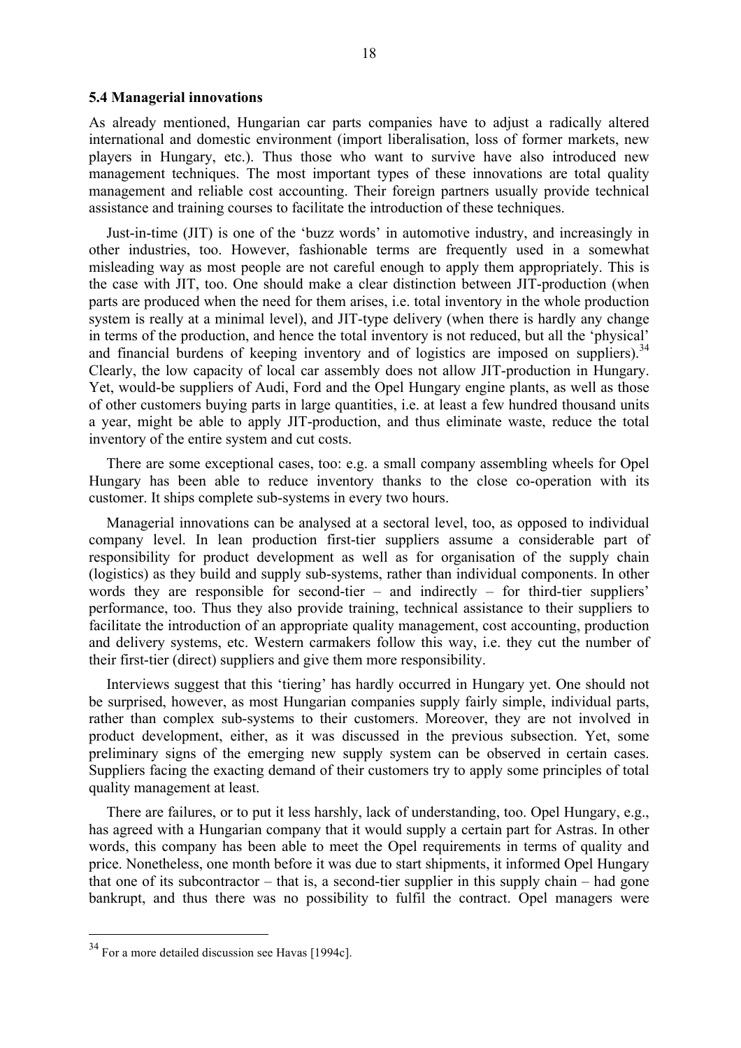### 5.4 Managerial innovations

As already mentioned, Hungarian car parts companies have to adjust a radically altered international and domestic environment (import liberalisation, loss of former markets, new players in Hungary, etc.). Thus those who want to survive have also introduced new management techniques. The most important types of these innovations are total quality management and reliable cost accounting. Their foreign partners usually provide technical assistance and training courses to facilitate the introduction of these techniques.

Just-in-time (JIT) is one of the 'buzz words' in automotive industry, and increasingly in other industries, too. However, fashionable terms are frequently used in a somewhat misleading way as most people are not careful enough to apply them appropriately. This is the case with JIT, too. One should make a clear distinction between JIT-production (when parts are produced when the need for them arises, i.e. total inventory in the whole production system is really at a minimal level), and JIT-type delivery (when there is hardly any change in terms of the production, and hence the total inventory is not reduced, but all the 'physical' and financial burdens of keeping inventory and of logistics are imposed on suppliers).[34] Clearly, the low capacity of local car assembly does not allow JIT-production in Hungary. Yet, would-be suppliers of Audi, Ford and the Opel Hungary engine plants, as well as those of other customers buying parts in large quantities, i.e. at least a few hundred thousand units a year, might be able to apply JIT-production, and thus eliminate waste, reduce the total inventory of the entire system and cut costs.

There are some exceptional cases, too: e.g. a small company assembling wheels for Opel Hungary has been able to reduce inventory thanks to the close co-operation with its customer. It ships complete sub-systems in every two hours.

Managerial innovations can be analysed at a sectoral level, too, as opposed to individual company level. In lean production first-tier suppliers assume a considerable part of responsibility for product development as well as for organisation of the supply chain (logistics) as they build and supply sub-systems, rather than individual components. In other words they are responsible for second-tier – and indirectly – for third-tier suppliers' performance, too. Thus they also provide training, technical assistance to their suppliers to facilitate the introduction of an appropriate quality management, cost accounting, production and delivery systems, etc. Western carmakers follow this way, i.e. they cut the number of their first-tier (direct) suppliers and give them more responsibility.

Interviews suggest that this 'tiering' has hardly occurred in Hungary yet. One should not be surprised, however, as most Hungarian companies supply fairly simple, individual parts, rather than complex sub-systems to their customers. Moreover, they are not involved in product development, either, as it was discussed in the previous subsection. Yet, some preliminary signs of the emerging new supply system can be observed in certain cases. Suppliers facing the exacting demand of their customers try to apply some principles of total quality management at least.

There are failures, or to put it less harshly, lack of understanding, too. Opel Hungary, e.g., has agreed with a Hungarian company that it would supply a certain part for Astras. In other words, this company has been able to meet the Opel requirements in terms of quality and price. Nonetheless, one month before it was due to start shipments, it informed Opel Hungary that one of its subcontractor – that is, a second-tier supplier in this supply chain – had gone bankrupt, and thus there was no possibility to fulfil the contract. Opel managers were

---

[34] For a more detailed discussion see Havas [1994c].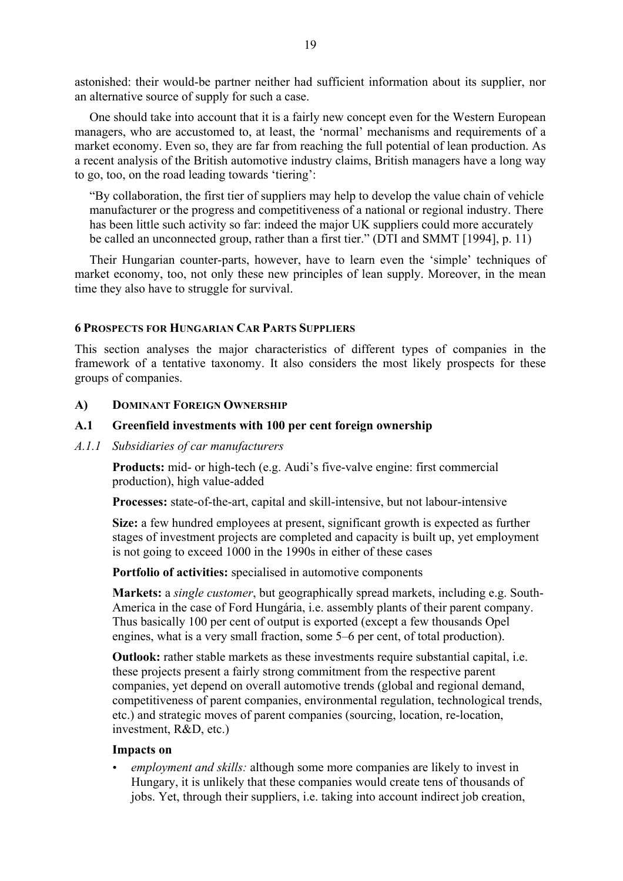astonished: their would-be partner neither had sufficient information about its supplier, nor an alternative source of supply for such a case.

One should take into account that it is a fairly new concept even for the Western European managers, who are accustomed to, at least, the 'normal' mechanisms and requirements of a market economy. Even so, they are far from reaching the full potential of lean production. As a recent analysis of the British automotive industry claims, British managers have a long way to go, too, on the road leading towards 'tiering':

> "By collaboration, the first tier of suppliers may help to develop the value chain of vehicle manufacturer or the progress and competitiveness of a national or regional industry. There has been little such activity so far: indeed the major UK suppliers could more accurately be called an unconnected group, rather than a first tier." (DTI and SMMT [1994], p. 11)

Their Hungarian counter-parts, however, have to learn even the 'simple' techniques of market economy, too, not only these new principles of lean supply. Moreover, in the mean time they also have to struggle for survival.

## 6 Prospects for Hungarian Car Parts Suppliers

This section analyses the major characteristics of different types of companies in the framework of a tentative taxonomy. It also considers the most likely prospects for these groups of companies.

### A) Dominant Foreign Ownership

### A.1 Greenfield investments with 100 per cent foreign ownership

#### *A.1.1 Subsidiaries of car manufacturers*

**Products:** mid- or high-tech (e.g. Audi's five-valve engine: first commercial production), high value-added

**Processes:** state-of-the-art, capital and skill-intensive, but not labour-intensive

**Size:** a few hundred employees at present, significant growth is expected as further stages of investment projects are completed and capacity is built up, yet employment is not going to exceed 1000 in the 1990s in either of these cases

**Portfolio of activities:** specialised in automotive components

**Markets:** a *single customer*, but geographically spread markets, including e.g. South-America in the case of Ford Hungária, i.e. assembly plants of their parent company. Thus basically 100 per cent of output is exported (except a few thousands Opel engines, what is a very small fraction, some 5–6 per cent, of total production).

**Outlook:** rather stable markets as these investments require substantial capital, i.e. these projects present a fairly strong commitment from the respective parent companies, yet depend on overall automotive trends (global and regional demand, competitiveness of parent companies, environmental regulation, technological trends, etc.) and strategic moves of parent companies (sourcing, location, re-location, investment, R&D, etc.)

**Impacts on**

- *employment and skills:* although some more companies are likely to invest in Hungary, it is unlikely that these companies would create tens of thousands of jobs. Yet, through their suppliers, i.e. taking into account indirect job creation,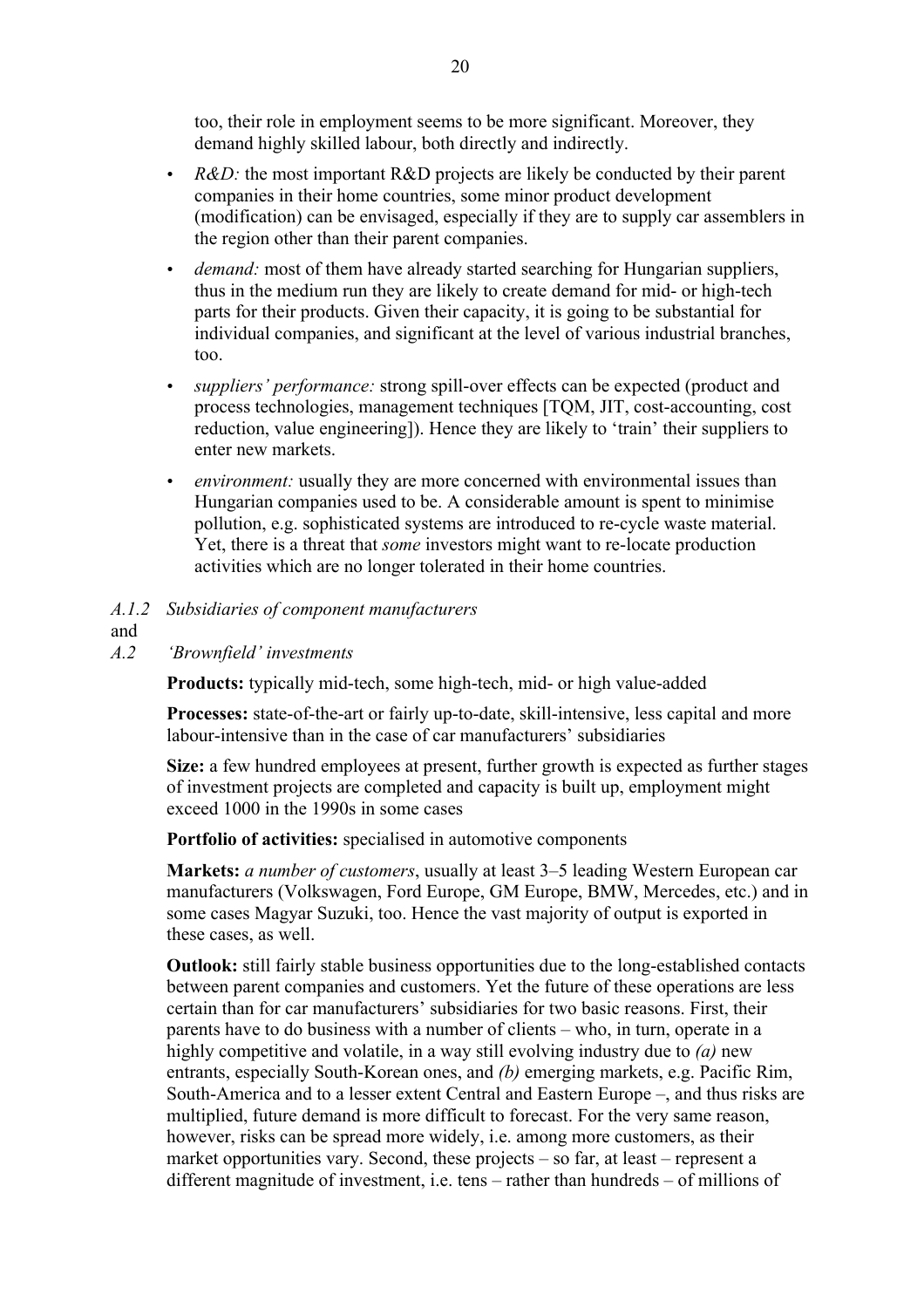too, their role in employment seems to be more significant. Moreover, they demand highly skilled labour, both directly and indirectly.

- *R&D:* the most important R&D projects are likely be conducted by their parent companies in their home countries, some minor product development (modification) can be envisaged, especially if they are to supply car assemblers in the region other than their parent companies.
- *demand:* most of them have already started searching for Hungarian suppliers, thus in the medium run they are likely to create demand for mid- or high-tech parts for their products. Given their capacity, it is going to be substantial for individual companies, and significant at the level of various industrial branches, too.
- *suppliers' performance:* strong spill-over effects can be expected (product and process technologies, management techniques [TQM, JIT, cost-accounting, cost reduction, value engineering]). Hence they are likely to 'train' their suppliers to enter new markets.
- *environment:* usually they are more concerned with environmental issues than Hungarian companies used to be. A considerable amount is spent to minimise pollution, e.g. sophisticated systems are introduced to re-cycle waste material. Yet, there is a threat that *some* investors might want to re-locate production activities which are no longer tolerated in their home countries.

*A.1.2 Subsidiaries of component manufacturers*
and
*A.2 'Brownfield' investments*

**Products:** typically mid-tech, some high-tech, mid- or high value-added

**Processes:** state-of-the-art or fairly up-to-date, skill-intensive, less capital and more labour-intensive than in the case of car manufacturers' subsidiaries

**Size:** a few hundred employees at present, further growth is expected as further stages of investment projects are completed and capacity is built up, employment might exceed 1000 in the 1990s in some cases

**Portfolio of activities:** specialised in automotive components

**Markets:** *a number of customers*, usually at least 3–5 leading Western European car manufacturers (Volkswagen, Ford Europe, GM Europe, BMW, Mercedes, etc.) and in some cases Magyar Suzuki, too. Hence the vast majority of output is exported in these cases, as well.

**Outlook:** still fairly stable business opportunities due to the long-established contacts between parent companies and customers. Yet the future of these operations are less certain than for car manufacturers' subsidiaries for two basic reasons. First, their parents have to do business with a number of clients – who, in turn, operate in a highly competitive and volatile, in a way still evolving industry due to *(a)* new entrants, especially South-Korean ones, and *(b)* emerging markets, e.g. Pacific Rim, South-America and to a lesser extent Central and Eastern Europe –, and thus risks are multiplied, future demand is more difficult to forecast. For the very same reason, however, risks can be spread more widely, i.e. among more customers, as their market opportunities vary. Second, these projects – so far, at least – represent a different magnitude of investment, i.e. tens – rather than hundreds – of millions of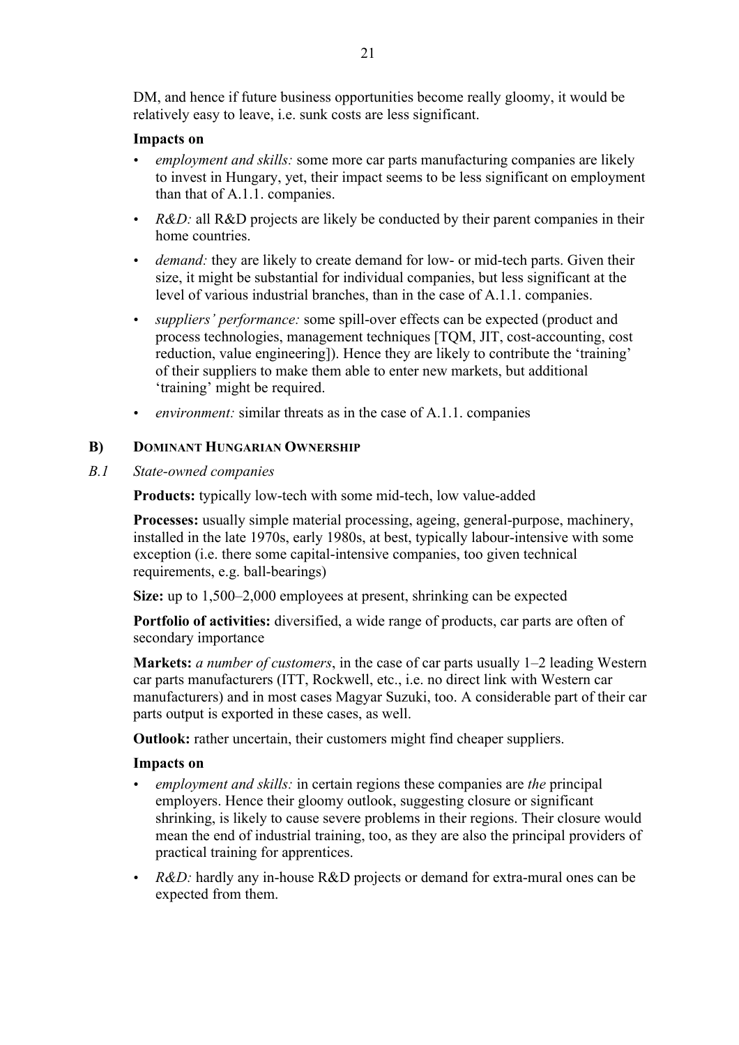DM, and hence if future business opportunities become really gloomy, it would be relatively easy to leave, i.e. sunk costs are less significant.

**Impacts on**

- *employment and skills:* some more car parts manufacturing companies are likely to invest in Hungary, yet, their impact seems to be less significant on employment than that of A.1.1. companies.
- *R&D:* all R&D projects are likely be conducted by their parent companies in their home countries.
- *demand:* they are likely to create demand for low- or mid-tech parts. Given their size, it might be substantial for individual companies, but less significant at the level of various industrial branches, than in the case of A.1.1. companies.
- *suppliers' performance:* some spill-over effects can be expected (product and process technologies, management techniques [TQM, JIT, cost-accounting, cost reduction, value engineering]). Hence they are likely to contribute the 'training' of their suppliers to make them able to enter new markets, but additional 'training' might be required.
- *environment:* similar threats as in the case of A.1.1. companies

## B) Dominant Hungarian Ownership

### *B.1 State-owned companies*

**Products:** typically low-tech with some mid-tech, low value-added

**Processes:** usually simple material processing, ageing, general-purpose, machinery, installed in the late 1970s, early 1980s, at best, typically labour-intensive with some exception (i.e. there some capital-intensive companies, too given technical requirements, e.g. ball-bearings)

**Size:** up to 1,500–2,000 employees at present, shrinking can be expected

**Portfolio of activities:** diversified, a wide range of products, car parts are often of secondary importance

**Markets:** *a number of customers*, in the case of car parts usually 1–2 leading Western car parts manufacturers (ITT, Rockwell, etc., i.e. no direct link with Western car manufacturers) and in most cases Magyar Suzuki, too. A considerable part of their car parts output is exported in these cases, as well.

**Outlook:** rather uncertain, their customers might find cheaper suppliers.

**Impacts on**

- *employment and skills:* in certain regions these companies are *the* principal employers. Hence their gloomy outlook, suggesting closure or significant shrinking, is likely to cause severe problems in their regions. Their closure would mean the end of industrial training, too, as they are also the principal providers of practical training for apprentices.
- *R&D:* hardly any in-house R&D projects or demand for extra-mural ones can be expected from them.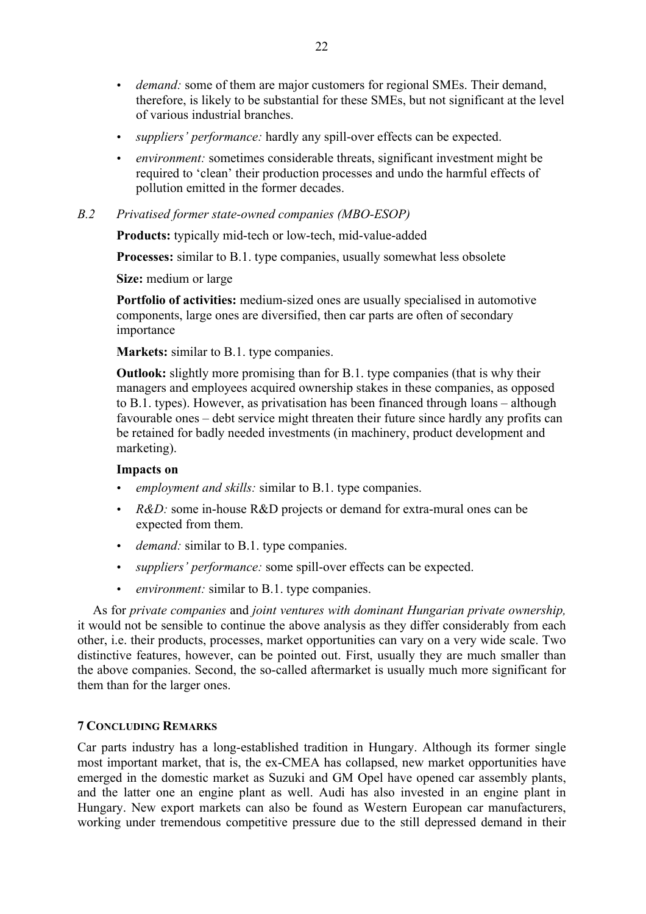- *demand:* some of them are major customers for regional SMEs. Their demand, therefore, is likely to be substantial for these SMEs, but not significant at the level of various industrial branches.
- *suppliers' performance:* hardly any spill-over effects can be expected.
- *environment:* sometimes considerable threats, significant investment might be required to 'clean' their production processes and undo the harmful effects of pollution emitted in the former decades.

*B.2 Privatised former state-owned companies (MBO-ESOP)*

**Products:** typically mid-tech or low-tech, mid-value-added

**Processes:** similar to B.1. type companies, usually somewhat less obsolete

**Size:** medium or large

**Portfolio of activities:** medium-sized ones are usually specialised in automotive components, large ones are diversified, then car parts are often of secondary importance

**Markets:** similar to B.1. type companies.

**Outlook:** slightly more promising than for B.1. type companies (that is why their managers and employees acquired ownership stakes in these companies, as opposed to B.1. types). However, as privatisation has been financed through loans – although favourable ones – debt service might threaten their future since hardly any profits can be retained for badly needed investments (in machinery, product development and marketing).

**Impacts on**

- *employment and skills:* similar to B.1. type companies.
- *R&D:* some in-house R&D projects or demand for extra-mural ones can be expected from them.
- *demand:* similar to B.1. type companies.
- *suppliers' performance:* some spill-over effects can be expected.
- *environment:* similar to B.1. type companies.

As for *private companies* and *joint ventures with dominant Hungarian private ownership,* it would not be sensible to continue the above analysis as they differ considerably from each other, i.e. their products, processes, market opportunities can vary on a very wide scale. Two distinctive features, however, can be pointed out. First, usually they are much smaller than the above companies. Second, the so-called aftermarket is usually much more significant for them than for the larger ones.

## 7 Concluding Remarks

Car parts industry has a long-established tradition in Hungary. Although its former single most important market, that is, the ex-CMEA has collapsed, new market opportunities have emerged in the domestic market as Suzuki and GM Opel have opened car assembly plants, and the latter one an engine plant as well. Audi has also invested in an engine plant in Hungary. New export markets can also be found as Western European car manufacturers, working under tremendous competitive pressure due to the still depressed demand in their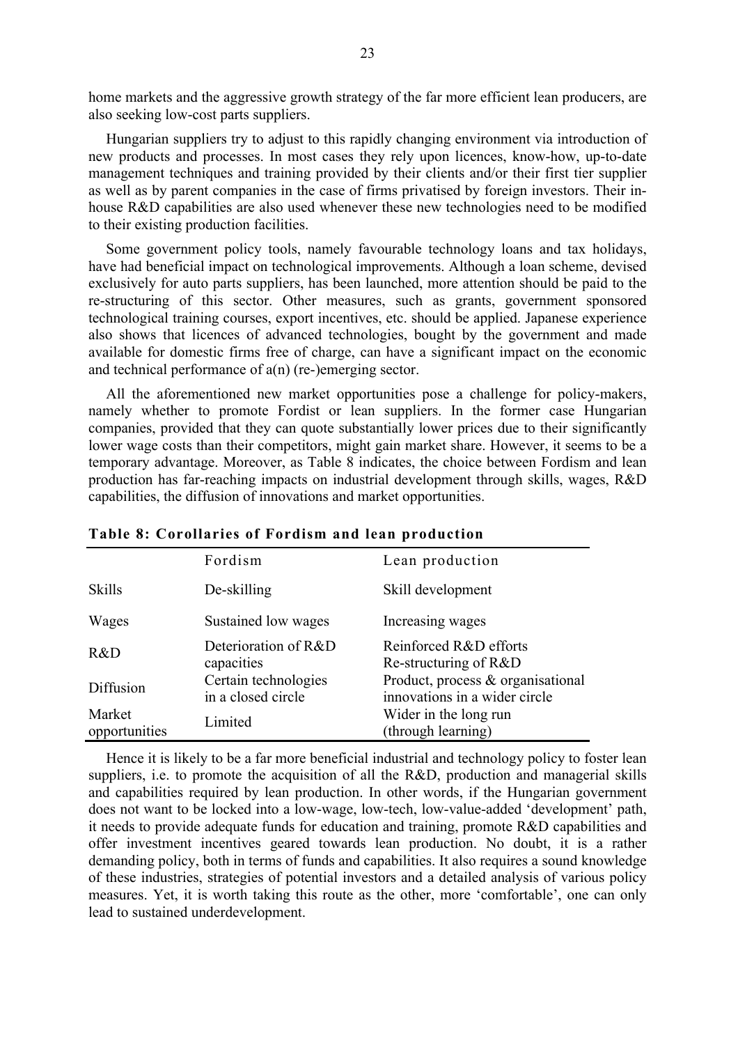home markets and the aggressive growth strategy of the far more efficient lean producers, are also seeking low-cost parts suppliers.

Hungarian suppliers try to adjust to this rapidly changing environment via introduction of new products and processes. In most cases they rely upon licences, know-how, up-to-date management techniques and training provided by their clients and/or their first tier supplier as well as by parent companies in the case of firms privatised by foreign investors. Their in-house R&D capabilities are also used whenever these new technologies need to be modified to their existing production facilities.

Some government policy tools, namely favourable technology loans and tax holidays, have had beneficial impact on technological improvements. Although a loan scheme, devised exclusively for auto parts suppliers, has been launched, more attention should be paid to the re-structuring of this sector. Other measures, such as grants, government sponsored technological training courses, export incentives, etc. should be applied. Japanese experience also shows that licences of advanced technologies, bought by the government and made available for domestic firms free of charge, can have a significant impact on the economic and technical performance of a(n) (re-)emerging sector.

All the aforementioned new market opportunities pose a challenge for policy-makers, namely whether to promote Fordist or lean suppliers. In the former case Hungarian companies, provided that they can quote substantially lower prices due to their significantly lower wage costs than their competitors, might gain market share. However, it seems to be a temporary advantage. Moreover, as Table 8 indicates, the choice between Fordism and lean production has far-reaching impacts on industrial development through skills, wages, R&D capabilities, the diffusion of innovations and market opportunities.

**Table 8: Corollaries of Fordism and lean production**

| | Fordism | Lean production |
|---|---|---|
| Skills | De-skilling | Skill development |
| Wages | Sustained low wages | Increasing wages |
| R&D | Deterioration of R&D capacities | Reinforced R&D efforts Re-structuring of R&D |
| Diffusion | Certain technologies in a closed circle | Product, process & organisational innovations in a wider circle |
| Market opportunities | Limited | Wider in the long run (through learning) |

Hence it is likely to be a far more beneficial industrial and technology policy to foster lean suppliers, i.e. to promote the acquisition of all the R&D, production and managerial skills and capabilities required by lean production. In other words, if the Hungarian government does not want to be locked into a low-wage, low-tech, low-value-added 'development' path, it needs to provide adequate funds for education and training, promote R&D capabilities and offer investment incentives geared towards lean production. No doubt, it is a rather demanding policy, both in terms of funds and capabilities. It also requires a sound knowledge of these industries, strategies of potential investors and a detailed analysis of various policy measures. Yet, it is worth taking this route as the other, more 'comfortable', one can only lead to sustained underdevelopment.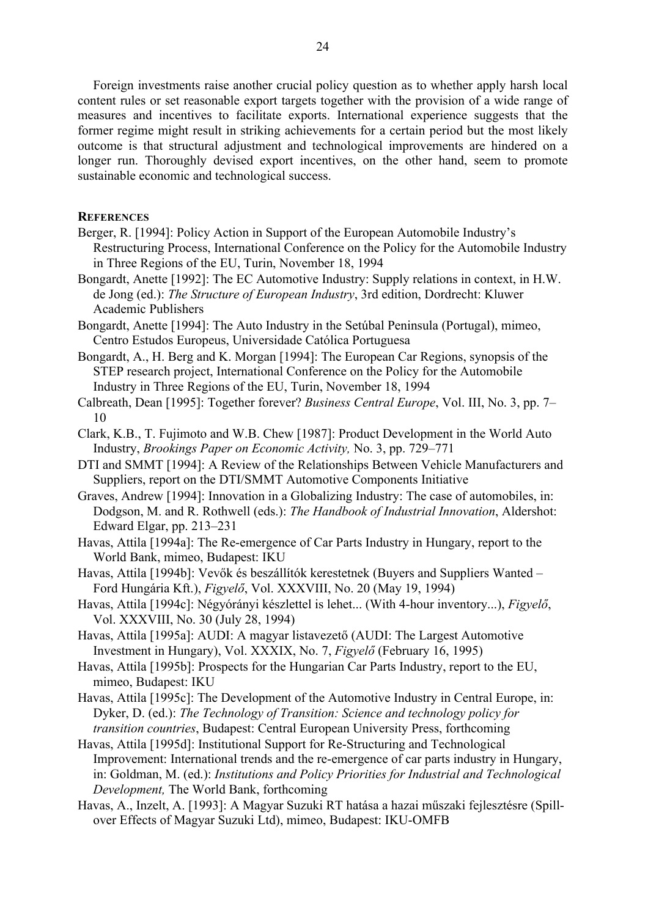Foreign investments raise another crucial policy question as to whether apply harsh local content rules or set reasonable export targets together with the provision of a wide range of measures and incentives to facilitate exports. International experience suggests that the former regime might result in striking achievements for a certain period but the most likely outcome is that structural adjustment and technological improvements are hindered on a longer run. Thoroughly devised export incentives, on the other hand, seem to promote sustainable economic and technological success.

## REFERENCES

Berger, R. [1994]: Policy Action in Support of the European Automobile Industry's Restructuring Process, International Conference on the Policy for the Automobile Industry in Three Regions of the EU, Turin, November 18, 1994

Bongardt, Anette [1992]: The EC Automotive Industry: Supply relations in context, in H.W. de Jong (ed.): *The Structure of European Industry*, 3rd edition, Dordrecht: Kluwer Academic Publishers

Bongardt, Anette [1994]: The Auto Industry in the Setúbal Peninsula (Portugal), mimeo, Centro Estudos Europeus, Universidade Católica Portuguesa

Bongardt, A., H. Berg and K. Morgan [1994]: The European Car Regions, synopsis of the STEP research project, International Conference on the Policy for the Automobile Industry in Three Regions of the EU, Turin, November 18, 1994

Calbreath, Dean [1995]: Together forever? *Business Central Europe*, Vol. III, No. 3, pp. 7–10

Clark, K.B., T. Fujimoto and W.B. Chew [1987]: Product Development in the World Auto Industry, *Brookings Paper on Economic Activity,* No. 3, pp. 729–771

DTI and SMMT [1994]: A Review of the Relationships Between Vehicle Manufacturers and Suppliers, report on the DTI/SMMT Automotive Components Initiative

Graves, Andrew [1994]: Innovation in a Globalizing Industry: The case of automobiles, in: Dodgson, M. and R. Rothwell (eds.): *The Handbook of Industrial Innovation*, Aldershot: Edward Elgar, pp. 213–231

Havas, Attila [1994a]: The Re-emergence of Car Parts Industry in Hungary, report to the World Bank, mimeo, Budapest: IKU

Havas, Attila [1994b]: Vevők és beszállítók kerestetnek (Buyers and Suppliers Wanted – Ford Hungária Kft.), *Figyelő*, Vol. XXXVIII, No. 20 (May 19, 1994)

Havas, Attila [1994c]: Négyórányi készlettel is lehet... (With 4-hour inventory...), *Figyelő*, Vol. XXXVIII, No. 30 (July 28, 1994)

Havas, Attila [1995a]: AUDI: A magyar listavezető (AUDI: The Largest Automotive Investment in Hungary), Vol. XXXIX, No. 7, *Figyelő* (February 16, 1995)

Havas, Attila [1995b]: Prospects for the Hungarian Car Parts Industry, report to the EU, mimeo, Budapest: IKU

Havas, Attila [1995c]: The Development of the Automotive Industry in Central Europe, in: Dyker, D. (ed.): *The Technology of Transition: Science and technology policy for transition countries*, Budapest: Central European University Press, forthcoming

Havas, Attila [1995d]: Institutional Support for Re-Structuring and Technological Improvement: International trends and the re-emergence of car parts industry in Hungary, in: Goldman, M. (ed.): *Institutions and Policy Priorities for Industrial and Technological Development,* The World Bank, forthcoming

Havas, A., Inzelt, A. [1993]: A Magyar Suzuki RT hatása a hazai műszaki fejlesztésre (Spill-over Effects of Magyar Suzuki Ltd), mimeo, Budapest: IKU-OMFB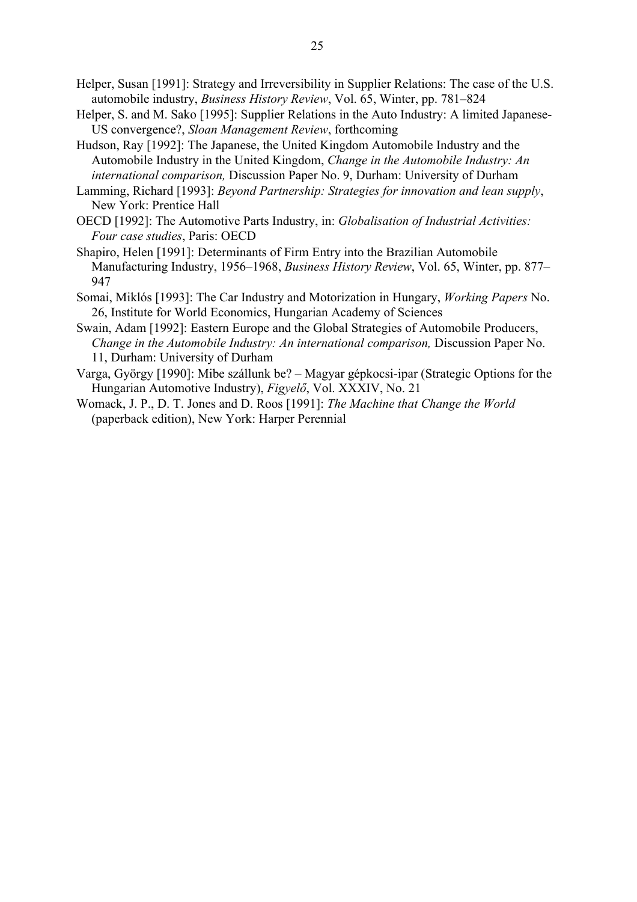Helper, Susan [1991]: Strategy and Irreversibility in Supplier Relations: The case of the U.S. automobile industry, *Business History Review*, Vol. 65, Winter, pp. 781–824

Helper, S. and M. Sako [1995]: Supplier Relations in the Auto Industry: A limited Japanese-US convergence?, *Sloan Management Review*, forthcoming

Hudson, Ray [1992]: The Japanese, the United Kingdom Automobile Industry and the Automobile Industry in the United Kingdom, *Change in the Automobile Industry: An international comparison,* Discussion Paper No. 9, Durham: University of Durham

Lamming, Richard [1993]: *Beyond Partnership: Strategies for innovation and lean supply*, New York: Prentice Hall

OECD [1992]: The Automotive Parts Industry, in: *Globalisation of Industrial Activities: Four case studies*, Paris: OECD

Shapiro, Helen [1991]: Determinants of Firm Entry into the Brazilian Automobile Manufacturing Industry, 1956–1968, *Business History Review*, Vol. 65, Winter, pp. 877–947

Somai, Miklós [1993]: The Car Industry and Motorization in Hungary, *Working Papers* No. 26, Institute for World Economics, Hungarian Academy of Sciences

Swain, Adam [1992]: Eastern Europe and the Global Strategies of Automobile Producers, *Change in the Automobile Industry: An international comparison,* Discussion Paper No. 11, Durham: University of Durham

Varga, György [1990]: Mibe szállunk be? – Magyar gépkocsi-ipar (Strategic Options for the Hungarian Automotive Industry), *Figyelő*, Vol. XXXIV, No. 21

Womack, J. P., D. T. Jones and D. Roos [1991]: *The Machine that Change the World* (paperback edition), New York: Harper Perennial